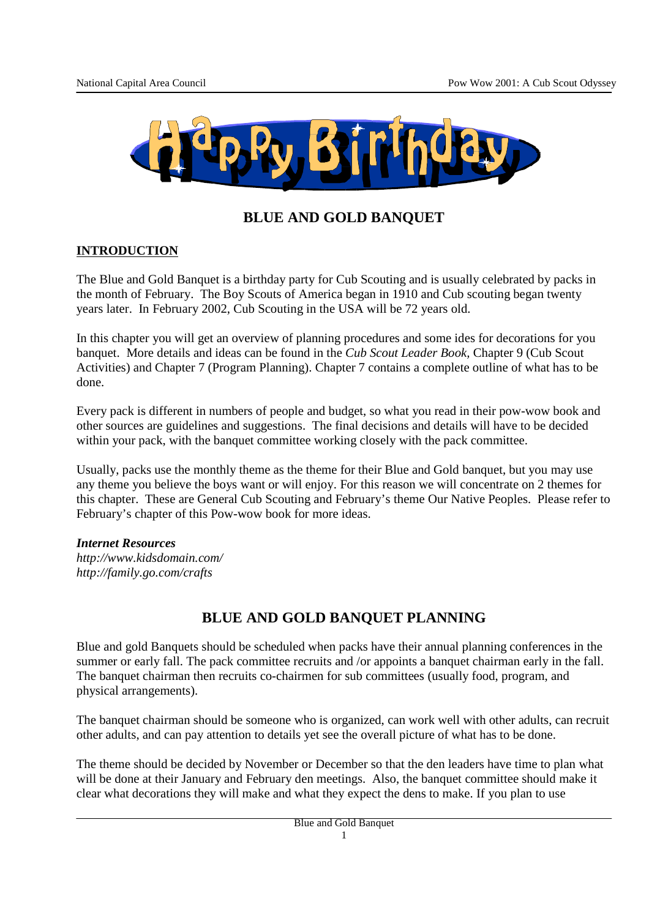# BLUE AND GOLD BANQUET

## INTRODUCTION

The Blue and Gold Banquet is a birthday party for Cub Scouting and is usually celebrated by packs in the month of February. The Boy Scouts of America began in 1910 and Cub scouting began twenty years later. In February 2002, Cub Scouting in the USA will be 72 years old.

In this chapter you will get an overview of planning procedures and some ides for decorations for you banquet. More details and ideas can be found in the *Cub Scout Leader Book,* Chapter 9 (Cub Scout Activities) and Chapter 7 (Program Planning). Chapter 7 contains a complete outline of what has to be done.

Every pack is different in numbers of people and budget, so what you read in their pow-wow book and other sources are guidelines and suggestions. The final decisions and details will have to be decided within your pack, with the banquet committee working closely with the pack committee.

Usually, packs use the monthly theme as the theme for their Blue and Gold banquet, but you may use any theme you believe the boys want or will enjoy. For this reason we will concentrate on 2 themes for this chapter. These are General Cub Scouting and February's theme Our Native Peoples. Please refer to February's chapter of this Pow-wow book for more ideas.

***Internet Resources***
*http://www.kidsdomain.com/*
*http://family.go.com/crafts*

## BLUE AND GOLD BANQUET PLANNING

Blue and gold Banquets should be scheduled when packs have their annual planning conferences in the summer or early fall. The pack committee recruits and /or appoints a banquet chairman early in the fall. The banquet chairman then recruits co-chairmen for sub committees (usually food, program, and physical arrangements).

The banquet chairman should be someone who is organized, can work well with other adults, can recruit other adults, and can pay attention to details yet see the overall picture of what has to be done.

The theme should be decided by November or December so that the den leaders have time to plan what will be done at their January and February den meetings. Also, the banquet committee should make it clear what decorations they will make and what they expect the dens to make. If you plan to use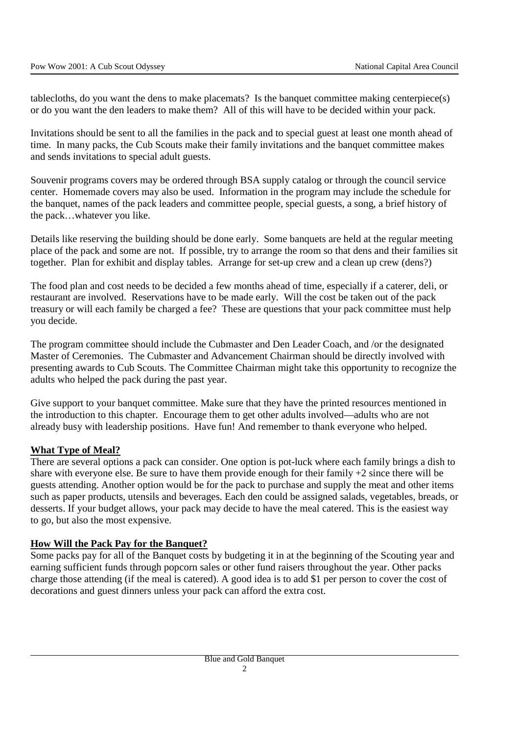tablecloths, do you want the dens to make placemats? Is the banquet committee making centerpiece(s) or do you want the den leaders to make them? All of this will have to be decided within your pack.

Invitations should be sent to all the families in the pack and to special guest at least one month ahead of time. In many packs, the Cub Scouts make their family invitations and the banquet committee makes and sends invitations to special adult guests.

Souvenir programs covers may be ordered through BSA supply catalog or through the council service center. Homemade covers may also be used. Information in the program may include the schedule for the banquet, names of the pack leaders and committee people, special guests, a song, a brief history of the pack…whatever you like.

Details like reserving the building should be done early. Some banquets are held at the regular meeting place of the pack and some are not. If possible, try to arrange the room so that dens and their families sit together. Plan for exhibit and display tables. Arrange for set-up crew and a clean up crew (dens?)

The food plan and cost needs to be decided a few months ahead of time, especially if a caterer, deli, or restaurant are involved. Reservations have to be made early. Will the cost be taken out of the pack treasury or will each family be charged a fee? These are questions that your pack committee must help you decide.

The program committee should include the Cubmaster and Den Leader Coach, and /or the designated Master of Ceremonies. The Cubmaster and Advancement Chairman should be directly involved with presenting awards to Cub Scouts. The Committee Chairman might take this opportunity to recognize the adults who helped the pack during the past year.

Give support to your banquet committee. Make sure that they have the printed resources mentioned in the introduction to this chapter. Encourage them to get other adults involved—adults who are not already busy with leadership positions. Have fun! And remember to thank everyone who helped.

**What Type of Meal?**

There are several options a pack can consider. One option is pot-luck where each family brings a dish to share with everyone else. Be sure to have them provide enough for their family +2 since there will be guests attending. Another option would be for the pack to purchase and supply the meat and other items such as paper products, utensils and beverages. Each den could be assigned salads, vegetables, breads, or desserts. If your budget allows, your pack may decide to have the meal catered. This is the easiest way to go, but also the most expensive.

**How Will the Pack Pay for the Banquet?**

Some packs pay for all of the Banquet costs by budgeting it in at the beginning of the Scouting year and earning sufficient funds through popcorn sales or other fund raisers throughout the year. Other packs charge those attending (if the meal is catered). A good idea is to add $1 per person to cover the cost of decorations and guest dinners unless your pack can afford the extra cost.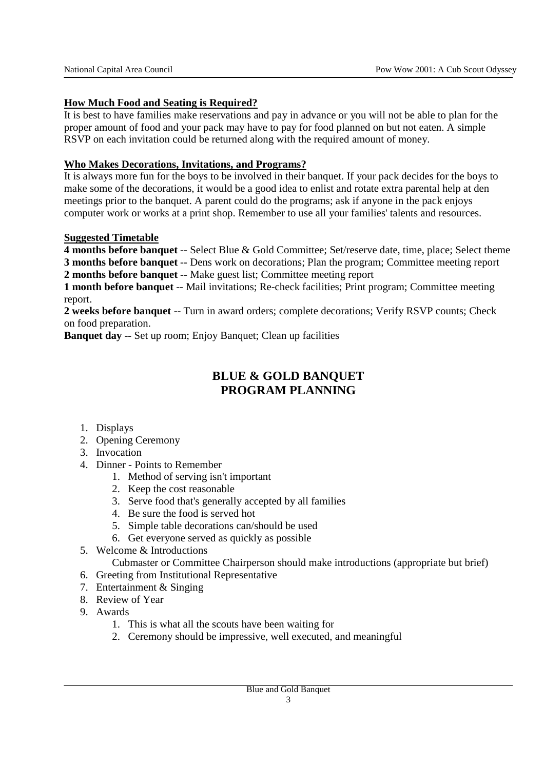**How Much Food and Seating is Required?**

It is best to have families make reservations and pay in advance or you will not be able to plan for the proper amount of food and your pack may have to pay for food planned on but not eaten. A simple RSVP on each invitation could be returned along with the required amount of money.

**Who Makes Decorations, Invitations, and Programs?**

It is always more fun for the boys to be involved in their banquet. If your pack decides for the boys to make some of the decorations, it would be a good idea to enlist and rotate extra parental help at den meetings prior to the banquet. A parent could do the programs; ask if anyone in the pack enjoys computer work or works at a print shop. Remember to use all your families' talents and resources.

**Suggested Timetable**

**4 months before banquet** -- Select Blue & Gold Committee; Set/reserve date, time, place; Select theme
**3 months before banquet** -- Dens work on decorations; Plan the program; Committee meeting report
**2 months before banquet** -- Make guest list; Committee meeting report
**1 month before banquet** -- Mail invitations; Re-check facilities; Print program; Committee meeting report.
**2 weeks before banquet** -- Turn in award orders; complete decorations; Verify RSVP counts; Check on food preparation.
**Banquet day** -- Set up room; Enjoy Banquet; Clean up facilities

## BLUE & GOLD BANQUET PROGRAM PLANNING

1. Displays
2. Opening Ceremony
3. Invocation
4. Dinner - Points to Remember
    1. Method of serving isn't important
    2. Keep the cost reasonable
    3. Serve food that's generally accepted by all families
    4. Be sure the food is served hot
    5. Simple table decorations can/should be used
    6. Get everyone served as quickly as possible
5. Welcome & Introductions
   Cubmaster or Committee Chairperson should make introductions (appropriate but brief)
6. Greeting from Institutional Representative
7. Entertainment & Singing
8. Review of Year
9. Awards
    1. This is what all the scouts have been waiting for
    2. Ceremony should be impressive, well executed, and meaningful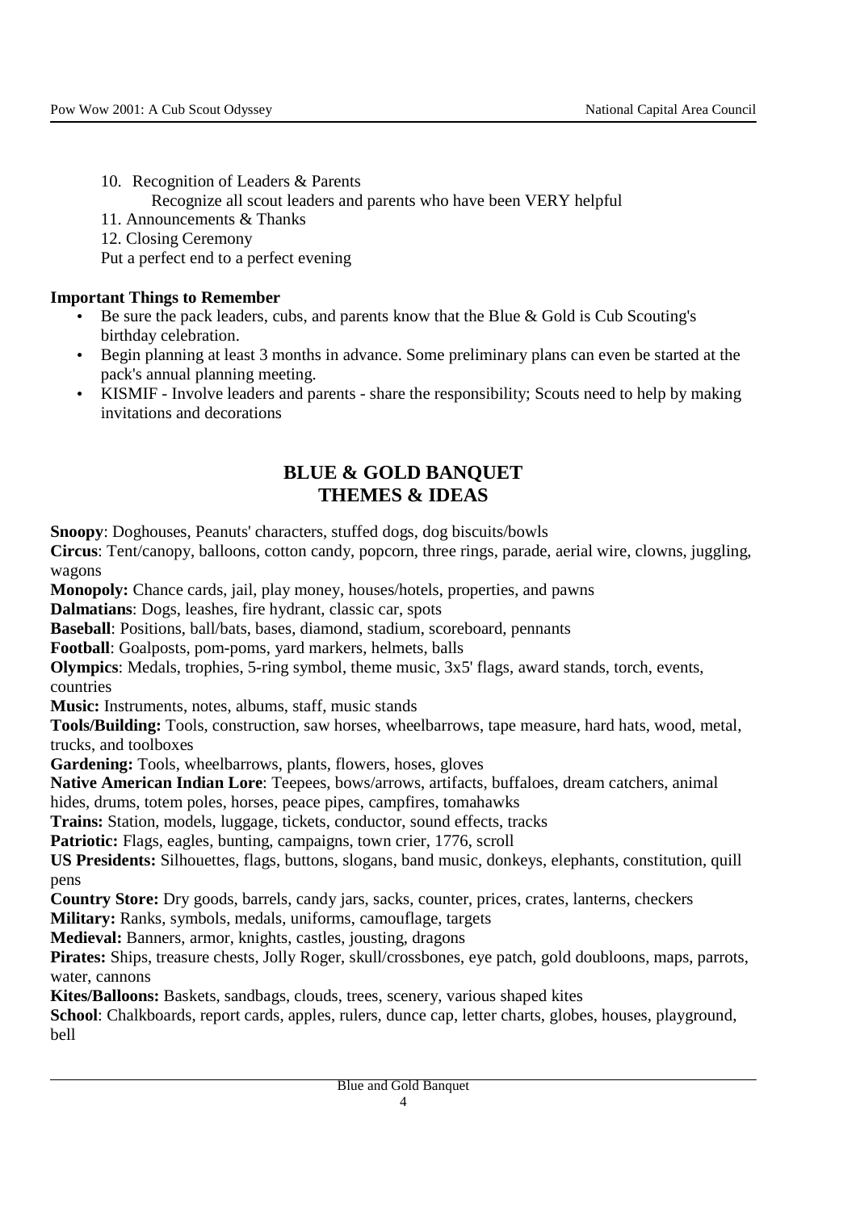10. Recognition of Leaders & Parents
    Recognize all scout leaders and parents who have been VERY helpful
11. Announcements & Thanks
12. Closing Ceremony

Put a perfect end to a perfect evening

**Important Things to Remember**

- Be sure the pack leaders, cubs, and parents know that the Blue & Gold is Cub Scouting's birthday celebration.
- Begin planning at least 3 months in advance. Some preliminary plans can even be started at the pack's annual planning meeting.
- KISMIF - Involve leaders and parents - share the responsibility; Scouts need to help by making invitations and decorations

## BLUE & GOLD BANQUET THEMES & IDEAS

**Snoopy**: Doghouses, Peanuts' characters, stuffed dogs, dog biscuits/bowls
**Circus**: Tent/canopy, balloons, cotton candy, popcorn, three rings, parade, aerial wire, clowns, juggling, wagons
**Monopoly:** Chance cards, jail, play money, houses/hotels, properties, and pawns
**Dalmatians**: Dogs, leashes, fire hydrant, classic car, spots
**Baseball**: Positions, ball/bats, bases, diamond, stadium, scoreboard, pennants
**Football**: Goalposts, pom-poms, yard markers, helmets, balls
**Olympics**: Medals, trophies, 5-ring symbol, theme music, 3x5' flags, award stands, torch, events, countries
**Music:** Instruments, notes, albums, staff, music stands
**Tools/Building:** Tools, construction, saw horses, wheelbarrows, tape measure, hard hats, wood, metal, trucks, and toolboxes
**Gardening:** Tools, wheelbarrows, plants, flowers, hoses, gloves
**Native American Indian Lore**: Teepees, bows/arrows, artifacts, buffaloes, dream catchers, animal hides, drums, totem poles, horses, peace pipes, campfires, tomahawks
**Trains:** Station, models, luggage, tickets, conductor, sound effects, tracks
**Patriotic:** Flags, eagles, bunting, campaigns, town crier, 1776, scroll
**US Presidents:** Silhouettes, flags, buttons, slogans, band music, donkeys, elephants, constitution, quill pens
**Country Store:** Dry goods, barrels, candy jars, sacks, counter, prices, crates, lanterns, checkers
**Military:** Ranks, symbols, medals, uniforms, camouflage, targets
**Medieval:** Banners, armor, knights, castles, jousting, dragons
**Pirates:** Ships, treasure chests, Jolly Roger, skull/crossbones, eye patch, gold doubloons, maps, parrots, water, cannons
**Kites/Balloons:** Baskets, sandbags, clouds, trees, scenery, various shaped kites
**School**: Chalkboards, report cards, apples, rulers, dunce cap, letter charts, globes, houses, playground, bell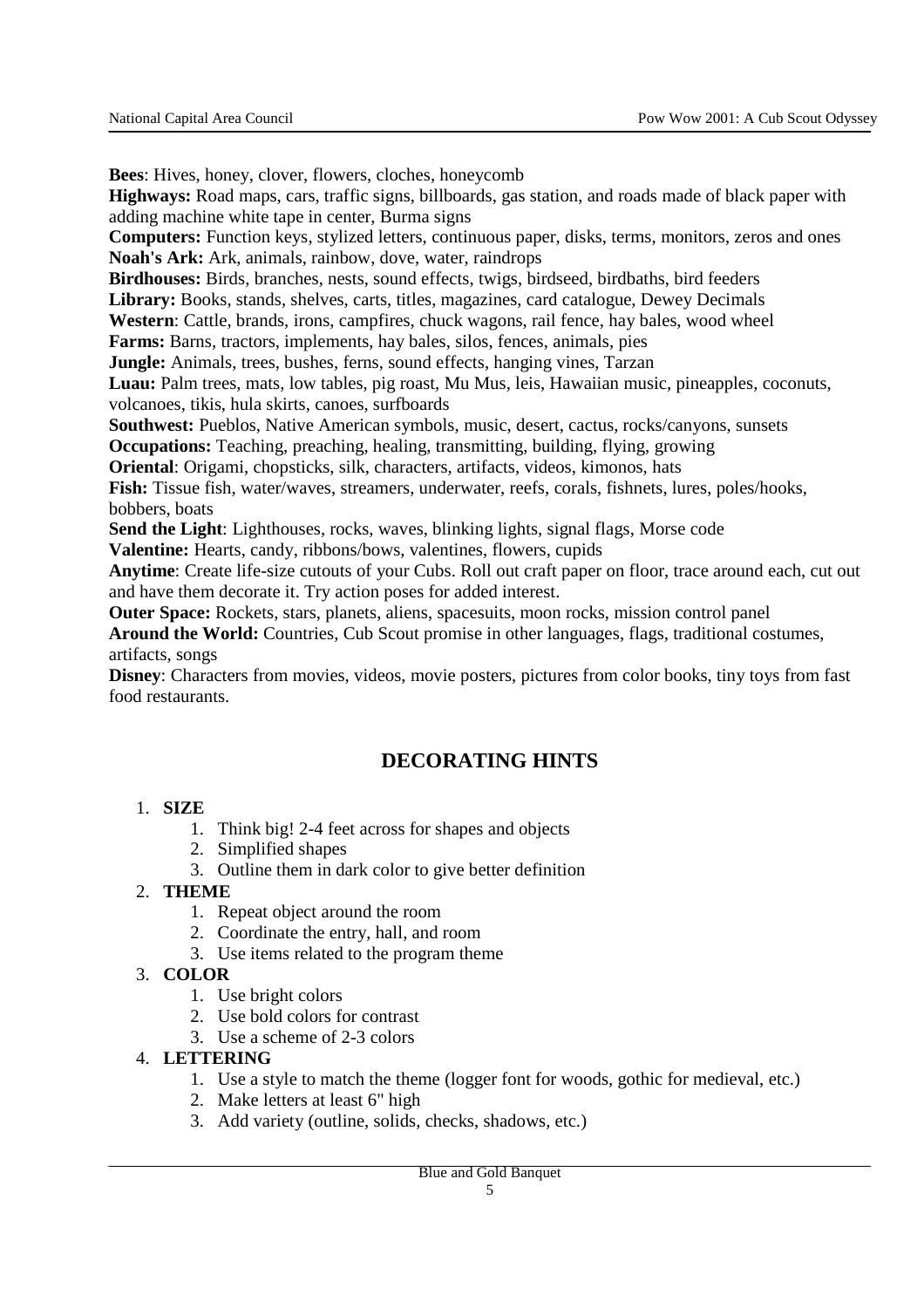**Bees**: Hives, honey, clover, flowers, cloches, honeycomb

**Highways:** Road maps, cars, traffic signs, billboards, gas station, and roads made of black paper with adding machine white tape in center, Burma signs

**Computers:** Function keys, stylized letters, continuous paper, disks, terms, monitors, zeros and ones

**Noah's Ark:** Ark, animals, rainbow, dove, water, raindrops

**Birdhouses:** Birds, branches, nests, sound effects, twigs, birdseed, birdbaths, bird feeders

**Library:** Books, stands, shelves, carts, titles, magazines, card catalogue, Dewey Decimals

**Western**: Cattle, brands, irons, campfires, chuck wagons, rail fence, hay bales, wood wheel

**Farms:** Barns, tractors, implements, hay bales, silos, fences, animals, pies

**Jungle:** Animals, trees, bushes, ferns, sound effects, hanging vines, Tarzan

**Luau:** Palm trees, mats, low tables, pig roast, Mu Mus, leis, Hawaiian music, pineapples, coconuts, volcanoes, tikis, hula skirts, canoes, surfboards

**Southwest:** Pueblos, Native American symbols, music, desert, cactus, rocks/canyons, sunsets

**Occupations:** Teaching, preaching, healing, transmitting, building, flying, growing

**Oriental**: Origami, chopsticks, silk, characters, artifacts, videos, kimonos, hats

**Fish:** Tissue fish, water/waves, streamers, underwater, reefs, corals, fishnets, lures, poles/hooks, bobbers, boats

**Send the Light**: Lighthouses, rocks, waves, blinking lights, signal flags, Morse code

**Valentine:** Hearts, candy, ribbons/bows, valentines, flowers, cupids

**Anytime**: Create life-size cutouts of your Cubs. Roll out craft paper on floor, trace around each, cut out and have them decorate it. Try action poses for added interest.

**Outer Space:** Rockets, stars, planets, aliens, spacesuits, moon rocks, mission control panel

**Around the World:** Countries, Cub Scout promise in other languages, flags, traditional costumes, artifacts, songs

**Disney**: Characters from movies, videos, movie posters, pictures from color books, tiny toys from fast food restaurants.

## DECORATING HINTS

1. **SIZE**
    1. Think big! 2-4 feet across for shapes and objects
    2. Simplified shapes
    3. Outline them in dark color to give better definition
2. **THEME**
    1. Repeat object around the room
    2. Coordinate the entry, hall, and room
    3. Use items related to the program theme
3. **COLOR**
    1. Use bright colors
    2. Use bold colors for contrast
    3. Use a scheme of 2-3 colors
4. **LETTERING**
    1. Use a style to match the theme (logger font for woods, gothic for medieval, etc.)
    2. Make letters at least 6" high
    3. Add variety (outline, solids, checks, shadows, etc.)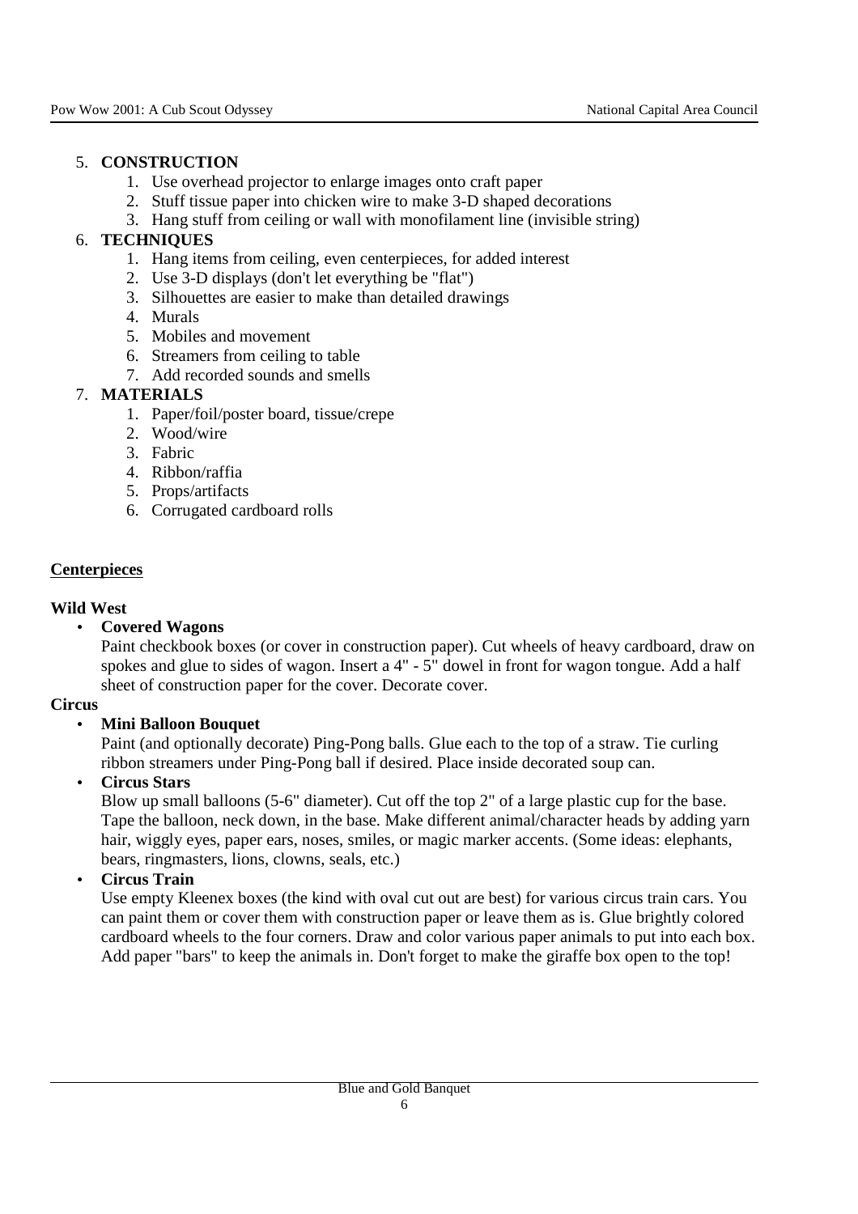5. **CONSTRUCTION**
    1. Use overhead projector to enlarge images onto craft paper
    2. Stuff tissue paper into chicken wire to make 3-D shaped decorations
    3. Hang stuff from ceiling or wall with monofilament line (invisible string)
6. **TECHNIQUES**
    1. Hang items from ceiling, even centerpieces, for added interest
    2. Use 3-D displays (don't let everything be "flat")
    3. Silhouettes are easier to make than detailed drawings
    4. Murals
    5. Mobiles and movement
    6. Streamers from ceiling to table
    7. Add recorded sounds and smells
7. **MATERIALS**
    1. Paper/foil/poster board, tissue/crepe
    2. Wood/wire
    3. Fabric
    4. Ribbon/raffia
    5. Props/artifacts
    6. Corrugated cardboard rolls

## <u>Centerpieces</u>

**Wild West**

- **Covered Wagons**
  Paint checkbook boxes (or cover in construction paper). Cut wheels of heavy cardboard, draw on spokes and glue to sides of wagon. Insert a 4" - 5" dowel in front for wagon tongue. Add a half sheet of construction paper for the cover. Decorate cover.

**Circus**

- **Mini Balloon Bouquet**
  Paint (and optionally decorate) Ping-Pong balls. Glue each to the top of a straw. Tie curling ribbon streamers under Ping-Pong ball if desired. Place inside decorated soup can.
- **Circus Stars**
  Blow up small balloons (5-6" diameter). Cut off the top 2" of a large plastic cup for the base. Tape the balloon, neck down, in the base. Make different animal/character heads by adding yarn hair, wiggly eyes, paper ears, noses, smiles, or magic marker accents. (Some ideas: elephants, bears, ringmasters, lions, clowns, seals, etc.)
- **Circus Train**
  Use empty Kleenex boxes (the kind with oval cut out are best) for various circus train cars. You can paint them or cover them with construction paper or leave them as is. Glue brightly colored cardboard wheels to the four corners. Draw and color various paper animals to put into each box. Add paper "bars" to keep the animals in. Don't forget to make the giraffe box open to the top!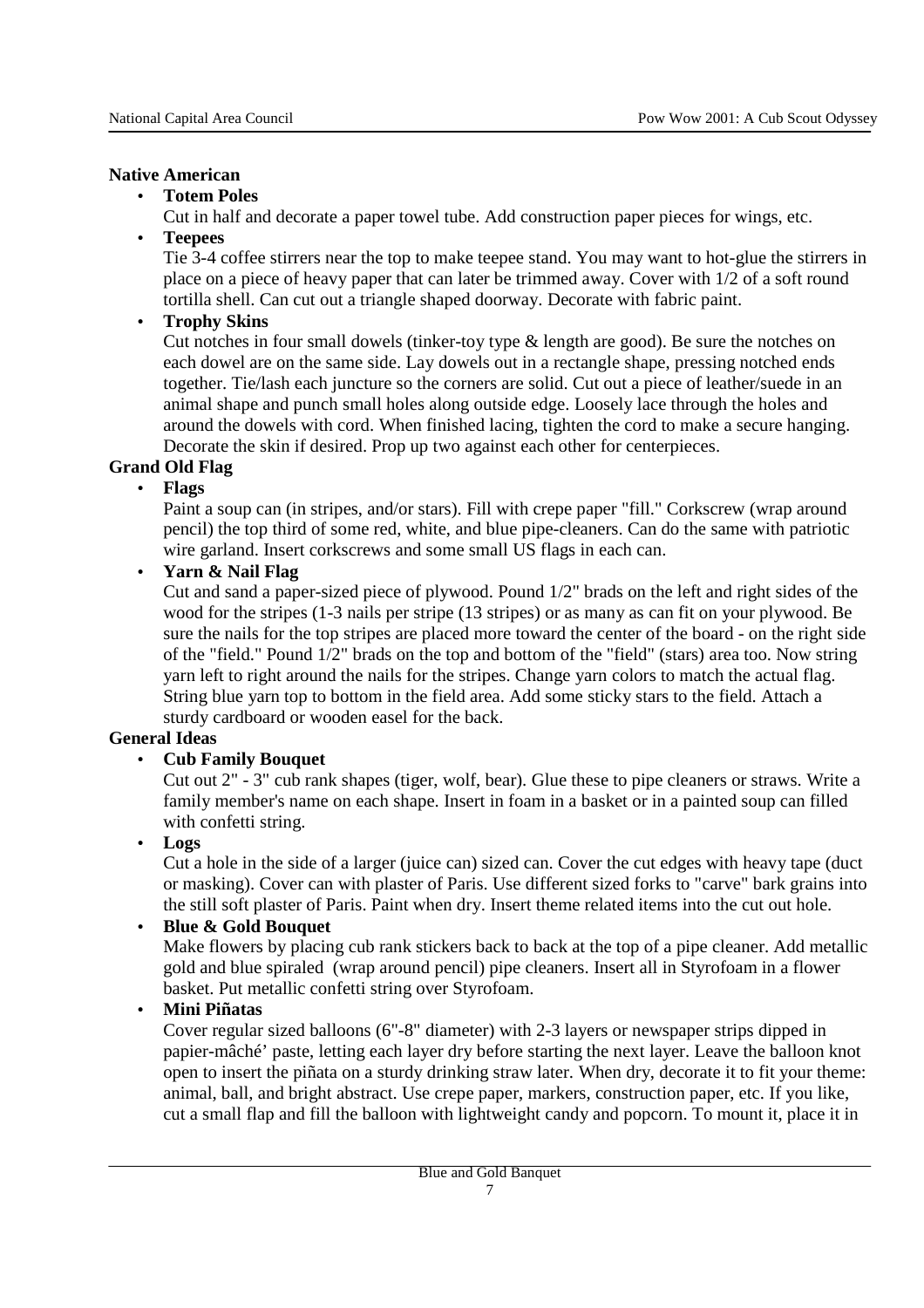**Native American**

- **Totem Poles**
  Cut in half and decorate a paper towel tube. Add construction paper pieces for wings, etc.
- **Teepees**
  Tie 3-4 coffee stirrers near the top to make teepee stand. You may want to hot-glue the stirrers in place on a piece of heavy paper that can later be trimmed away. Cover with 1/2 of a soft round tortilla shell. Can cut out a triangle shaped doorway. Decorate with fabric paint.
- **Trophy Skins**
  Cut notches in four small dowels (tinker-toy type & length are good). Be sure the notches on each dowel are on the same side. Lay dowels out in a rectangle shape, pressing notched ends together. Tie/lash each juncture so the corners are solid. Cut out a piece of leather/suede in an animal shape and punch small holes along outside edge. Loosely lace through the holes and around the dowels with cord. When finished lacing, tighten the cord to make a secure hanging. Decorate the skin if desired. Prop up two against each other for centerpieces.

**Grand Old Flag**

- **Flags**
  Paint a soup can (in stripes, and/or stars). Fill with crepe paper "fill." Corkscrew (wrap around pencil) the top third of some red, white, and blue pipe-cleaners. Can do the same with patriotic wire garland. Insert corkscrews and some small US flags in each can.
- **Yarn & Nail Flag**
  Cut and sand a paper-sized piece of plywood. Pound 1/2" brads on the left and right sides of the wood for the stripes (1-3 nails per stripe (13 stripes) or as many as can fit on your plywood. Be sure the nails for the top stripes are placed more toward the center of the board - on the right side of the "field." Pound 1/2" brads on the top and bottom of the "field" (stars) area too. Now string yarn left to right around the nails for the stripes. Change yarn colors to match the actual flag. String blue yarn top to bottom in the field area. Add some sticky stars to the field. Attach a sturdy cardboard or wooden easel for the back.

**General Ideas**

- **Cub Family Bouquet**
  Cut out 2" - 3" cub rank shapes (tiger, wolf, bear). Glue these to pipe cleaners or straws. Write a family member's name on each shape. Insert in foam in a basket or in a painted soup can filled with confetti string.
- **Logs**
  Cut a hole in the side of a larger (juice can) sized can. Cover the cut edges with heavy tape (duct or masking). Cover can with plaster of Paris. Use different sized forks to "carve" bark grains into the still soft plaster of Paris. Paint when dry. Insert theme related items into the cut out hole.
- **Blue & Gold Bouquet**
  Make flowers by placing cub rank stickers back to back at the top of a pipe cleaner. Add metallic gold and blue spiraled (wrap around pencil) pipe cleaners. Insert all in Styrofoam in a flower basket. Put metallic confetti string over Styrofoam.
- **Mini Piñatas**
  Cover regular sized balloons (6"-8" diameter) with 2-3 layers or newspaper strips dipped in papier-mâché' paste, letting each layer dry before starting the next layer. Leave the balloon knot open to insert the piñata on a sturdy drinking straw later. When dry, decorate it to fit your theme: animal, ball, and bright abstract. Use crepe paper, markers, construction paper, etc. If you like, cut a small flap and fill the balloon with lightweight candy and popcorn. To mount it, place it in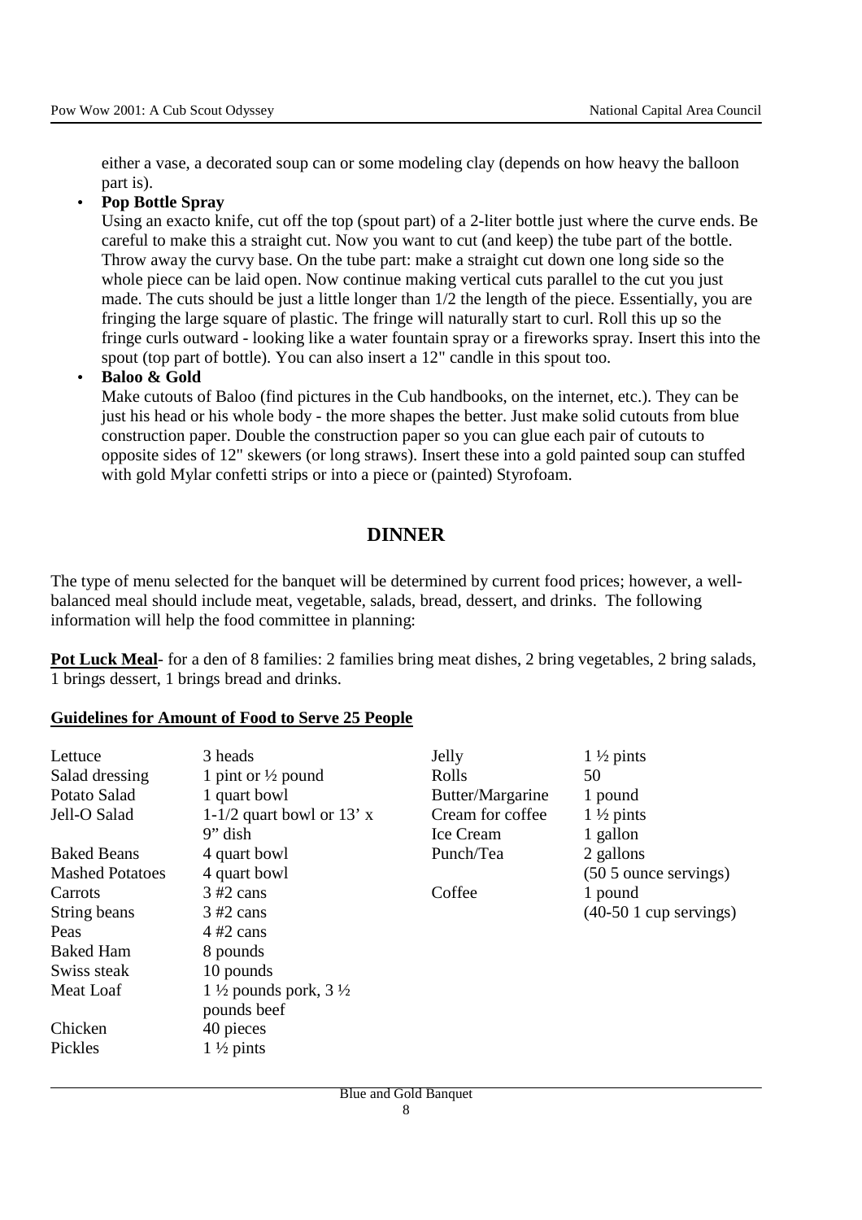either a vase, a decorated soup can or some modeling clay (depends on how heavy the balloon part is).

- **Pop Bottle Spray**
  Using an exacto knife, cut off the top (spout part) of a 2-liter bottle just where the curve ends. Be careful to make this a straight cut. Now you want to cut (and keep) the tube part of the bottle. Throw away the curvy base. On the tube part: make a straight cut down one long side so the whole piece can be laid open. Now continue making vertical cuts parallel to the cut you just made. The cuts should be just a little longer than 1/2 the length of the piece. Essentially, you are fringing the large square of plastic. The fringe will naturally start to curl. Roll this up so the fringe curls outward - looking like a water fountain spray or a fireworks spray. Insert this into the spout (top part of bottle). You can also insert a 12" candle in this spout too.
- **Baloo & Gold**
  Make cutouts of Baloo (find pictures in the Cub handbooks, on the internet, etc.). They can be just his head or his whole body - the more shapes the better. Just make solid cutouts from blue construction paper. Double the construction paper so you can glue each pair of cutouts to opposite sides of 12" skewers (or long straws). Insert these into a gold painted soup can stuffed with gold Mylar confetti strips or into a piece or (painted) Styrofoam.

## DINNER

The type of menu selected for the banquet will be determined by current food prices; however, a well-balanced meal should include meat, vegetable, salads, bread, dessert, and drinks. The following information will help the food committee in planning:

**Pot Luck Meal**- for a den of 8 families: 2 families bring meat dishes, 2 bring vegetables, 2 bring salads, 1 brings dessert, 1 brings bread and drinks.

**Guidelines for Amount of Food to Serve 25 People**

| Item | Amount | Item | Amount |
|---|---|---|---|
| Lettuce | 3 heads | Jelly | 1 ½ pints |
| Salad dressing | 1 pint or ½ pound | Rolls | 50 |
| Potato Salad | 1 quart bowl | Butter/Margarine | 1 pound |
| Jell-O Salad | 1-1/2 quart bowl or 13' x 9" dish | Cream for coffee | 1 ½ pints |
| | | Ice Cream | 1 gallon |
| Baked Beans | 4 quart bowl | Punch/Tea | 2 gallons (50 5 ounce servings) |
| Mashed Potatoes | 4 quart bowl | | |
| Carrots | 3 #2 cans | Coffee | 1 pound (40-50 1 cup servings) |
| String beans | 3 #2 cans | | |
| Peas | 4 #2 cans | | |
| Baked Ham | 8 pounds | | |
| Swiss steak | 10 pounds | | |
| Meat Loaf | 1 ½ pounds pork, 3 ½ pounds beef | | |
| Chicken | 40 pieces | | |
| Pickles | 1 ½ pints | | |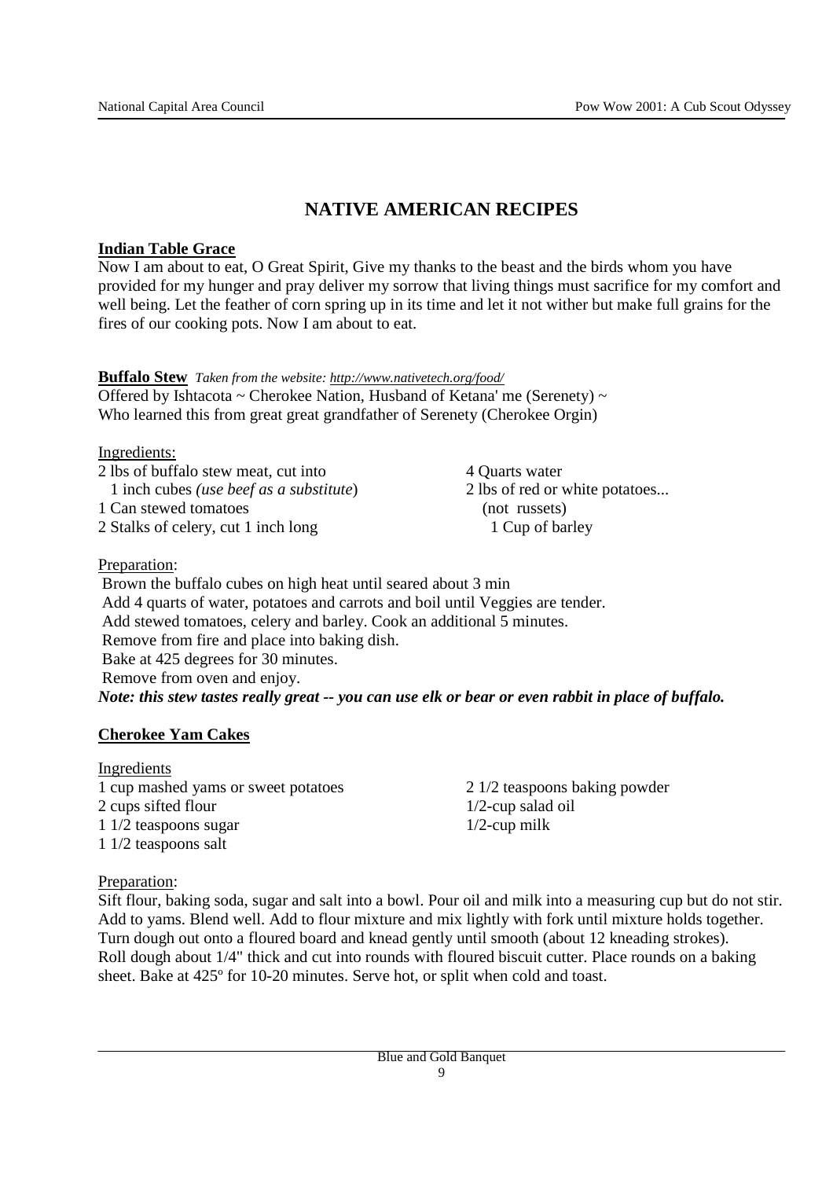# NATIVE AMERICAN RECIPES

**Indian Table Grace**

Now I am about to eat, O Great Spirit, Give my thanks to the beast and the birds whom you have provided for my hunger and pray deliver my sorrow that living things must sacrifice for my comfort and well being. Let the feather of corn spring up in its time and let it not wither but make full grains for the fires of our cooking pots. Now I am about to eat.

**Buffalo Stew** *Taken from the website: http://www.nativetech.org/food/*

Offered by Ishtacota ~ Cherokee Nation, Husband of Ketana' me (Serenety) ~
Who learned this from great great grandfather of Serenety (Cherokee Orgin)

Ingredients:

2 lbs of buffalo stew meat, cut into 1 inch cubes *(use beef as a substitute*)
1 Can stewed tomatoes
2 Stalks of celery, cut 1 inch long
4 Quarts water
2 lbs of red or white potatoes... (not russets)
1 Cup of barley

Preparation:

Brown the buffalo cubes on high heat until seared about 3 min
Add 4 quarts of water, potatoes and carrots and boil until Veggies are tender.
Add stewed tomatoes, celery and barley. Cook an additional 5 minutes.
Remove from fire and place into baking dish.
Bake at 425 degrees for 30 minutes.
Remove from oven and enjoy.

***Note: this stew tastes really great -- you can use elk or bear or even rabbit in place of buffalo.***

**Cherokee Yam Cakes**

Ingredients

1 cup mashed yams or sweet potatoes
2 cups sifted flour
1 1/2 teaspoons sugar
1 1/2 teaspoons salt
2 1/2 teaspoons baking powder
1/2-cup salad oil
1/2-cup milk

Preparation:

Sift flour, baking soda, sugar and salt into a bowl. Pour oil and milk into a measuring cup but do not stir. Add to yams. Blend well. Add to flour mixture and mix lightly with fork until mixture holds together. Turn dough out onto a floured board and knead gently until smooth (about 12 kneading strokes). Roll dough about 1/4" thick and cut into rounds with floured biscuit cutter. Place rounds on a baking sheet. Bake at 425º for 10-20 minutes. Serve hot, or split when cold and toast.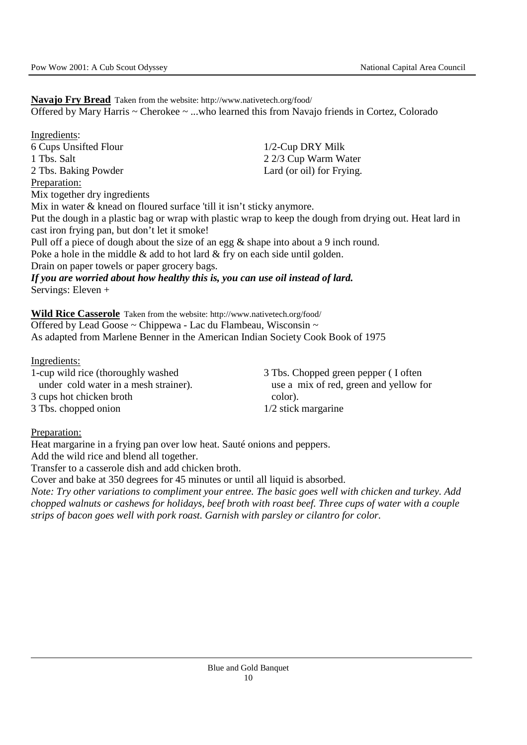**Navajo Fry Bread** Taken from the website: http://www.nativetech.org/food/
Offered by Mary Harris ~ Cherokee ~ ...who learned this from Navajo friends in Cortez, Colorado

Ingredients:

6 Cups Unsifted Flour
1 Tbs. Salt
2 Tbs. Baking Powder
1/2-Cup DRY Milk
2 2/3 Cup Warm Water
Lard (or oil) for Frying.

Preparation:

Mix together dry ingredients
Mix in water & knead on floured surface 'till it isn't sticky anymore.
Put the dough in a plastic bag or wrap with plastic wrap to keep the dough from drying out. Heat lard in cast iron frying pan, but don't let it smoke!
Pull off a piece of dough about the size of an egg & shape into about a 9 inch round.
Poke a hole in the middle & add to hot lard & fry on each side until golden.
Drain on paper towels or paper grocery bags.
***If you are worried about how healthy this is, you can use oil instead of lard.***
Servings: Eleven +

**Wild Rice Casserole** Taken from the website: http://www.nativetech.org/food/
Offered by Lead Goose ~ Chippewa - Lac du Flambeau, Wisconsin ~
As adapted from Marlene Benner in the American Indian Society Cook Book of 1975

Ingredients:

1-cup wild rice (thoroughly washed under cold water in a mesh strainer).
3 cups hot chicken broth
3 Tbs. chopped onion
3 Tbs. Chopped green pepper ( I often use a mix of red, green and yellow for color).
1/2 stick margarine

Preparation:

Heat margarine in a frying pan over low heat. Sauté onions and peppers.
Add the wild rice and blend all together.
Transfer to a casserole dish and add chicken broth.
Cover and bake at 350 degrees for 45 minutes or until all liquid is absorbed.
*Note: Try other variations to compliment your entree. The basic goes well with chicken and turkey. Add chopped walnuts or cashews for holidays, beef broth with roast beef. Three cups of water with a couple strips of bacon goes well with pork roast. Garnish with parsley or cilantro for color.*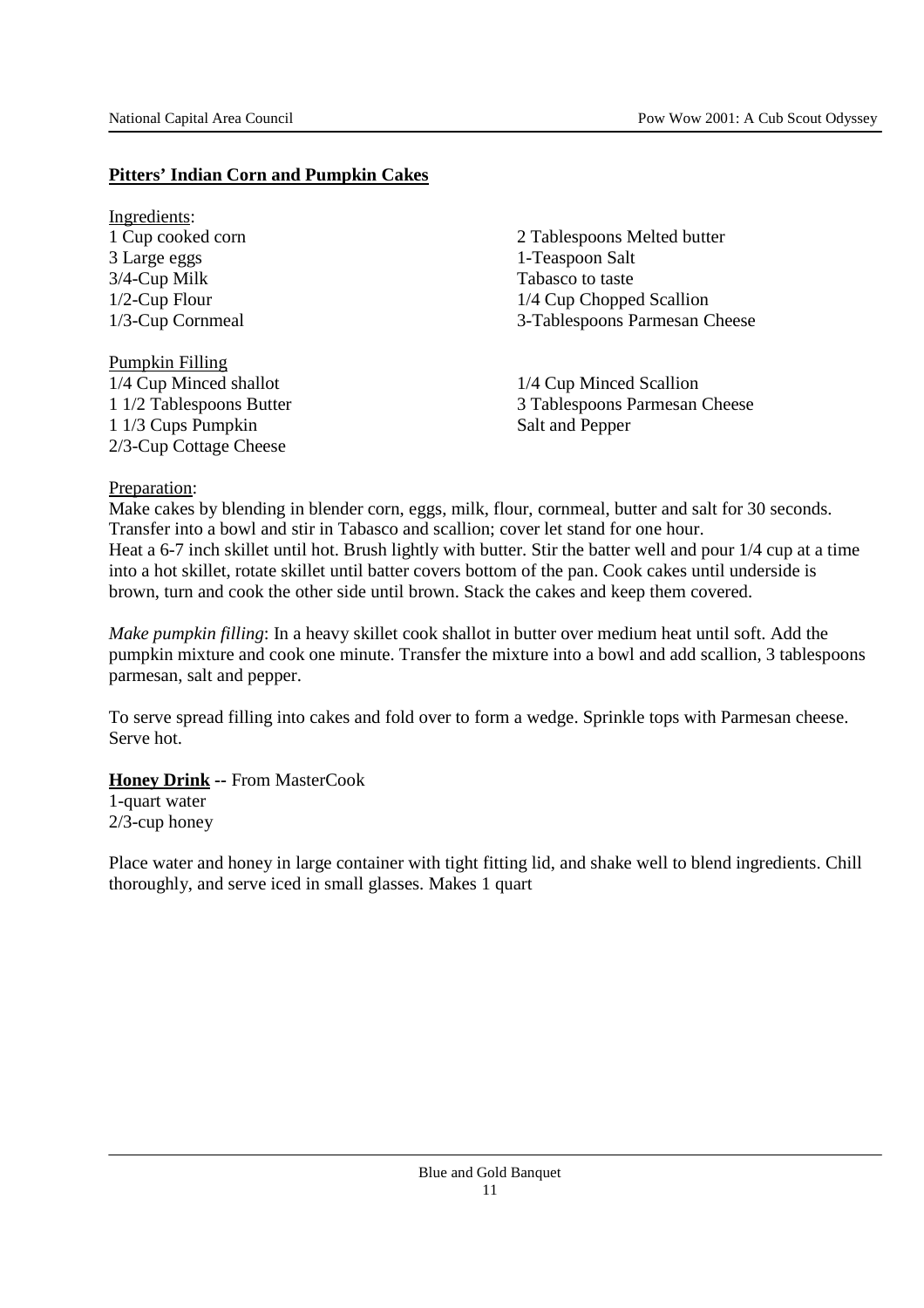**Pitters' Indian Corn and Pumpkin Cakes**

Ingredients:

1 Cup cooked corn
3 Large eggs
3/4-Cup Milk
1/2-Cup Flour
1/3-Cup Cornmeal
2 Tablespoons Melted butter
1-Teaspoon Salt
Tabasco to taste
1/4 Cup Chopped Scallion
3-Tablespoons Parmesan Cheese

Pumpkin Filling

1/4 Cup Minced shallot
1 1/2 Tablespoons Butter
1 1/3 Cups Pumpkin
2/3-Cup Cottage Cheese
1/4 Cup Minced Scallion
3 Tablespoons Parmesan Cheese
Salt and Pepper

Preparation:

Make cakes by blending in blender corn, eggs, milk, flour, cornmeal, butter and salt for 30 seconds. Transfer into a bowl and stir in Tabasco and scallion; cover let stand for one hour.
Heat a 6-7 inch skillet until hot. Brush lightly with butter. Stir the batter well and pour 1/4 cup at a time into a hot skillet, rotate skillet until batter covers bottom of the pan. Cook cakes until underside is brown, turn and cook the other side until brown. Stack the cakes and keep them covered.

*Make pumpkin filling*: In a heavy skillet cook shallot in butter over medium heat until soft. Add the pumpkin mixture and cook one minute. Transfer the mixture into a bowl and add scallion, 3 tablespoons parmesan, salt and pepper.

To serve spread filling into cakes and fold over to form a wedge. Sprinkle tops with Parmesan cheese. Serve hot.

**Honey Drink** -- From MasterCook

1-quart water
2/3-cup honey

Place water and honey in large container with tight fitting lid, and shake well to blend ingredients. Chill thoroughly, and serve iced in small glasses. Makes 1 quart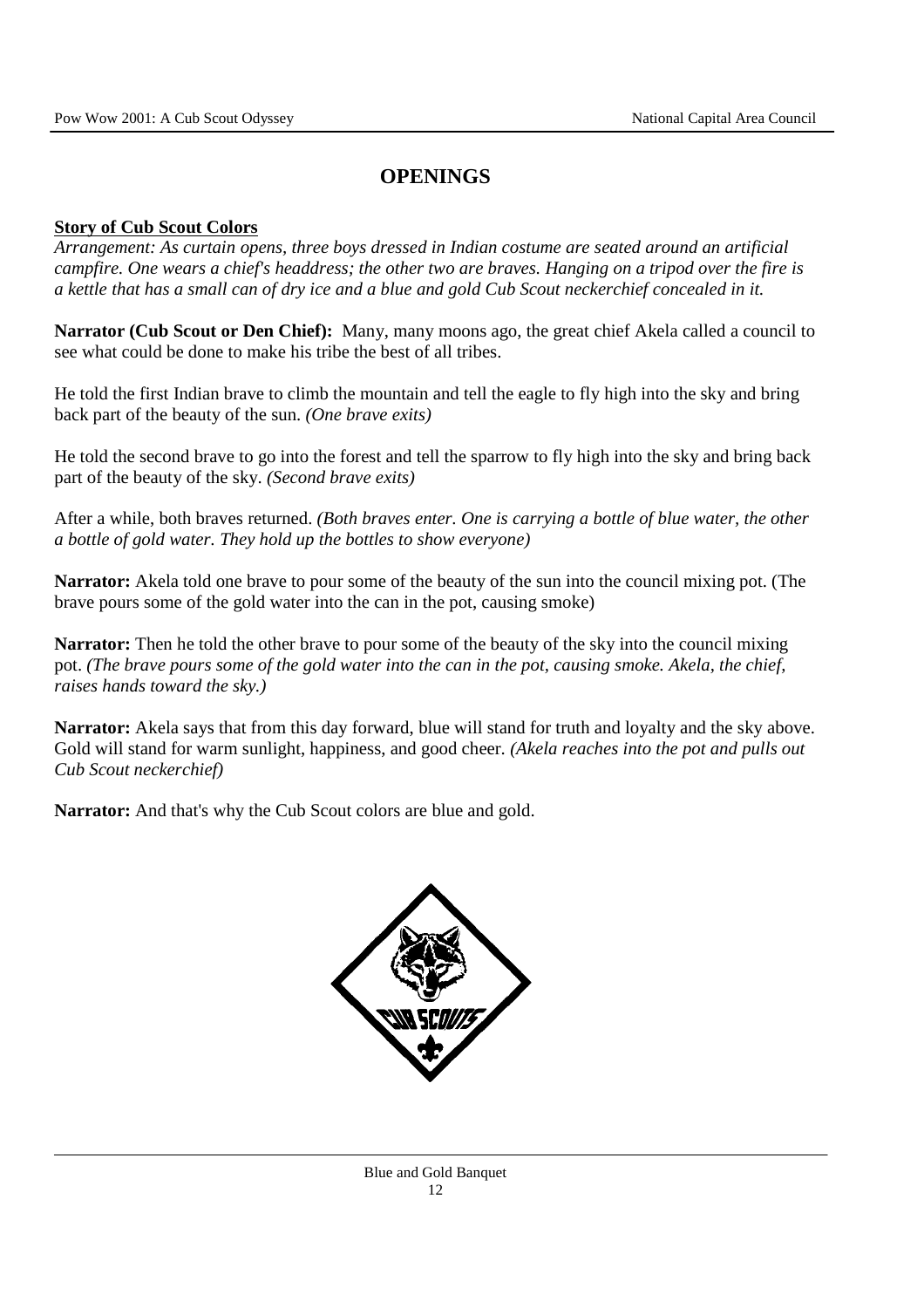# OPENINGS

**Story of Cub Scout Colors**

*Arrangement: As curtain opens, three boys dressed in Indian costume are seated around an artificial campfire. One wears a chief's headdress; the other two are braves. Hanging on a tripod over the fire is a kettle that has a small can of dry ice and a blue and gold Cub Scout neckerchief concealed in it.*

**Narrator (Cub Scout or Den Chief):** Many, many moons ago, the great chief Akela called a council to see what could be done to make his tribe the best of all tribes.

He told the first Indian brave to climb the mountain and tell the eagle to fly high into the sky and bring back part of the beauty of the sun. *(One brave exits)*

He told the second brave to go into the forest and tell the sparrow to fly high into the sky and bring back part of the beauty of the sky. *(Second brave exits)*

After a while, both braves returned. *(Both braves enter. One is carrying a bottle of blue water, the other a bottle of gold water. They hold up the bottles to show everyone)*

**Narrator:** Akela told one brave to pour some of the beauty of the sun into the council mixing pot. (The brave pours some of the gold water into the can in the pot, causing smoke)

**Narrator:** Then he told the other brave to pour some of the beauty of the sky into the council mixing pot. *(The brave pours some of the gold water into the can in the pot, causing smoke. Akela, the chief, raises hands toward the sky.)*

**Narrator:** Akela says that from this day forward, blue will stand for truth and loyalty and the sky above. Gold will stand for warm sunlight, happiness, and good cheer. *(Akela reaches into the pot and pulls out Cub Scout neckerchief)*

**Narrator:** And that's why the Cub Scout colors are blue and gold.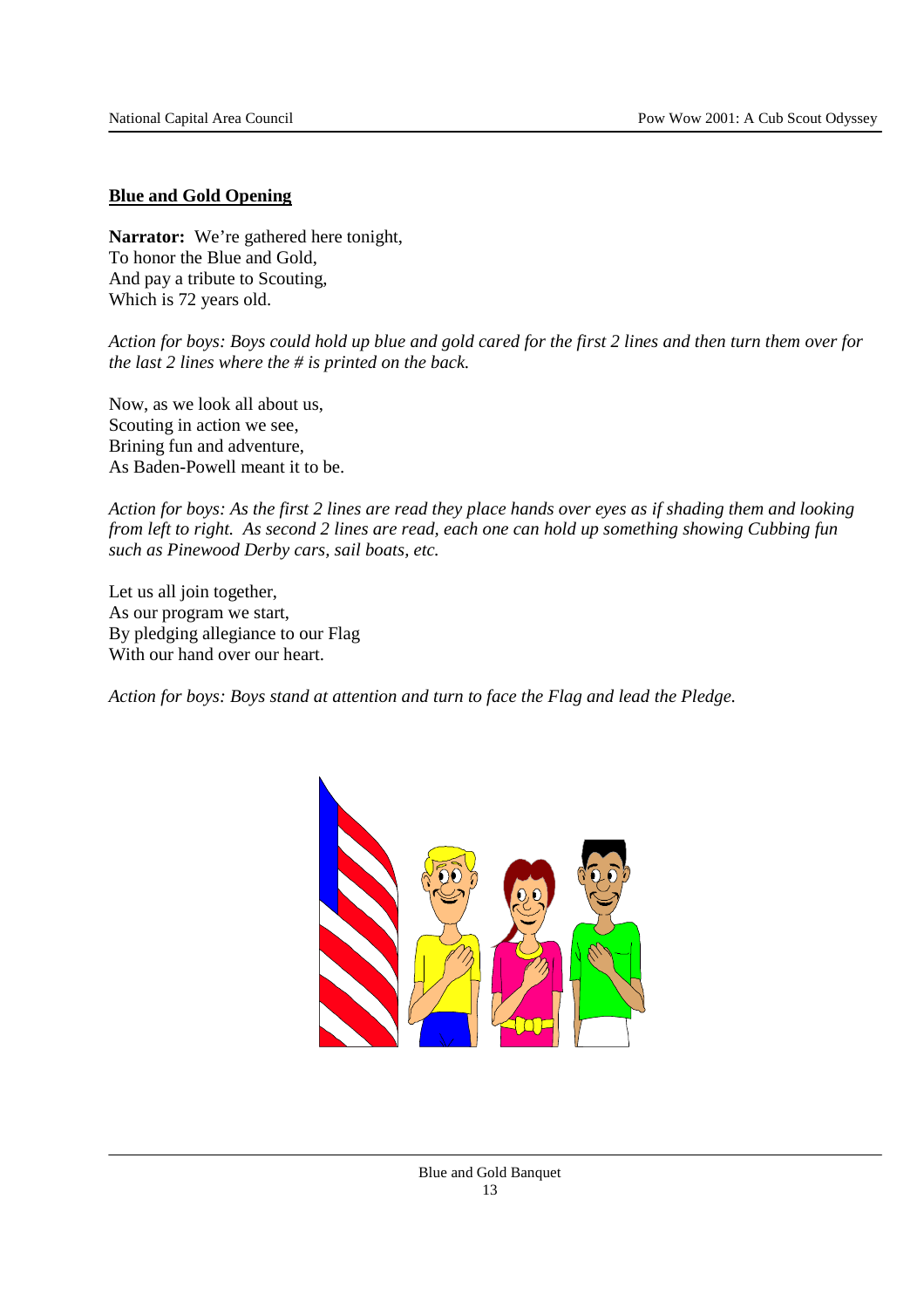## Blue and Gold Opening

**Narrator:** We're gathered here tonight,
To honor the Blue and Gold,
And pay a tribute to Scouting,
Which is 72 years old.

*Action for boys: Boys could hold up blue and gold cared for the first 2 lines and then turn them over for the last 2 lines where the # is printed on the back.*

Now, as we look all about us,
Scouting in action we see,
Brining fun and adventure,
As Baden-Powell meant it to be.

*Action for boys: As the first 2 lines are read they place hands over eyes as if shading them and looking from left to right. As second 2 lines are read, each one can hold up something showing Cubbing fun such as Pinewood Derby cars, sail boats, etc.*

Let us all join together,
As our program we start,
By pledging allegiance to our Flag
With our hand over our heart.

*Action for boys: Boys stand at attention and turn to face the Flag and lead the Pledge.*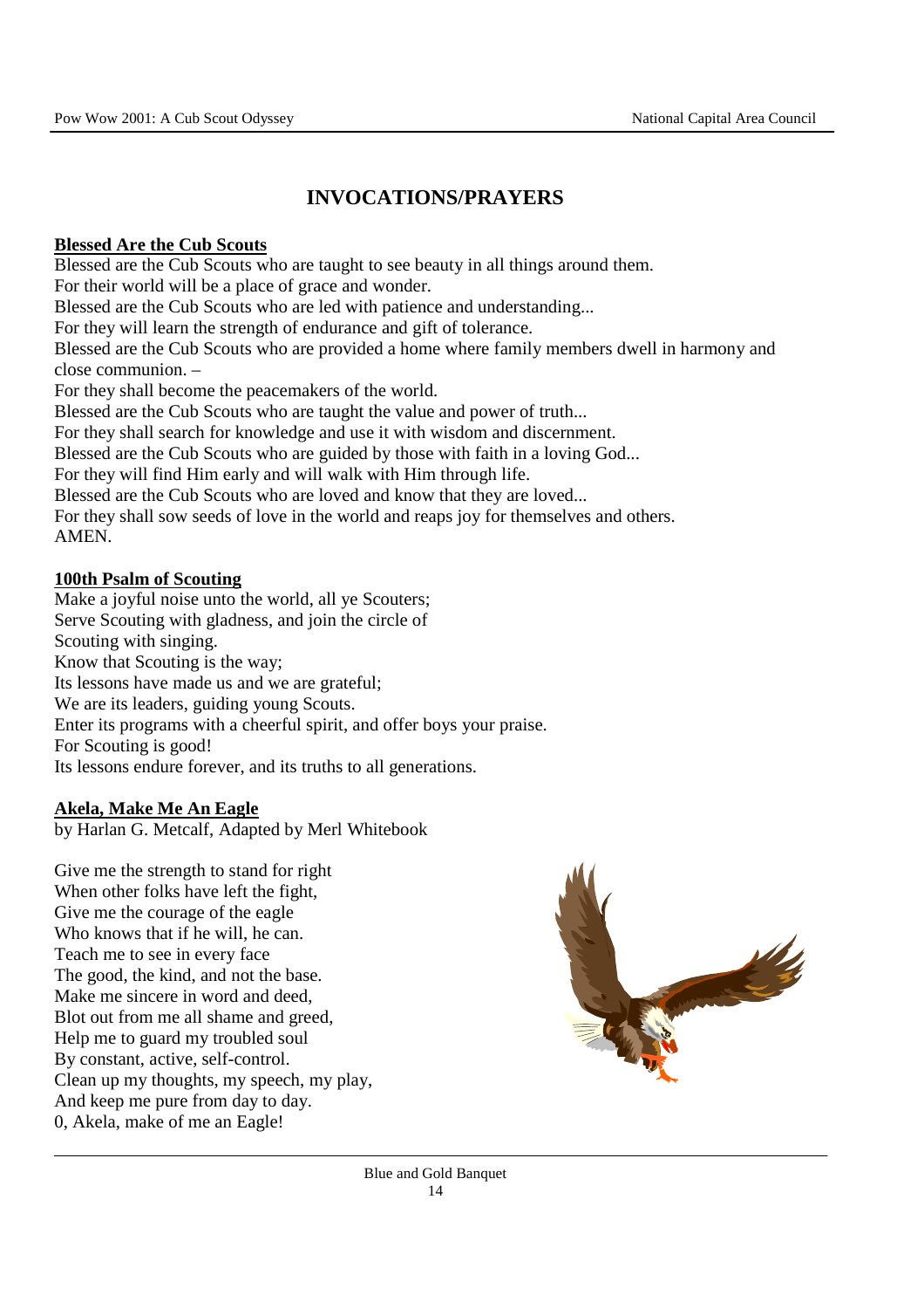# INVOCATIONS/PRAYERS

**Blessed Are the Cub Scouts**

Blessed are the Cub Scouts who are taught to see beauty in all things around them.
For their world will be a place of grace and wonder.
Blessed are the Cub Scouts who are led with patience and understanding...
For they will learn the strength of endurance and gift of tolerance.
Blessed are the Cub Scouts who are provided a home where family members dwell in harmony and close communion. –
For they shall become the peacemakers of the world.
Blessed are the Cub Scouts who are taught the value and power of truth...
For they shall search for knowledge and use it with wisdom and discernment.
Blessed are the Cub Scouts who are guided by those with faith in a loving God...
For they will find Him early and will walk with Him through life.
Blessed are the Cub Scouts who are loved and know that they are loved...
For they shall sow seeds of love in the world and reaps joy for themselves and others.
AMEN.

**100th Psalm of Scouting**

Make a joyful noise unto the world, all ye Scouters;
Serve Scouting with gladness, and join the circle of
Scouting with singing.
Know that Scouting is the way;
Its lessons have made us and we are grateful;
We are its leaders, guiding young Scouts.
Enter its programs with a cheerful spirit, and offer boys your praise.
For Scouting is good!
Its lessons endure forever, and its truths to all generations.

**Akela, Make Me An Eagle**

by Harlan G. Metcalf, Adapted by Merl Whitebook

Give me the strength to stand for right
When other folks have left the fight,
Give me the courage of the eagle
Who knows that if he will, he can.
Teach me to see in every face
The good, the kind, and not the base.
Make me sincere in word and deed,
Blot out from me all shame and greed,
Help me to guard my troubled soul
By constant, active, self-control.
Clean up my thoughts, my speech, my play,
And keep me pure from day to day.
0, Akela, make of me an Eagle!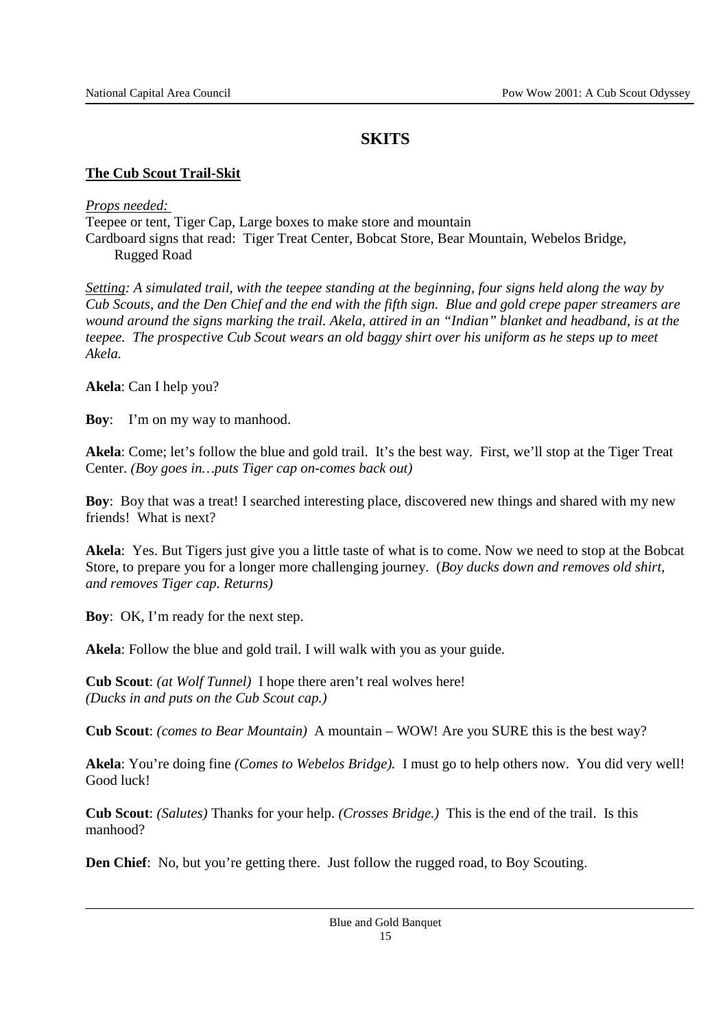# SKITS

**The Cub Scout Trail-Skit**

*Props needed:*

Teepee or tent, Tiger Cap, Large boxes to make store and mountain
Cardboard signs that read: Tiger Treat Center, Bobcat Store, Bear Mountain, Webelos Bridge, Rugged Road

*Setting: A simulated trail, with the teepee standing at the beginning, four signs held along the way by Cub Scouts, and the Den Chief and the end with the fifth sign. Blue and gold crepe paper streamers are wound around the signs marking the trail. Akela, attired in an "Indian" blanket and headband, is at the teepee. The prospective Cub Scout wears an old baggy shirt over his uniform as he steps up to meet Akela.*

**Akela**: Can I help you?

**Boy**: I'm on my way to manhood.

**Akela**: Come; let's follow the blue and gold trail. It's the best way. First, we'll stop at the Tiger Treat Center. *(Boy goes in…puts Tiger cap on-comes back out)*

**Boy**: Boy that was a treat! I searched interesting place, discovered new things and shared with my new friends! What is next?

**Akela**: Yes. But Tigers just give you a little taste of what is to come. Now we need to stop at the Bobcat Store, to prepare you for a longer more challenging journey. (*Boy ducks down and removes old shirt, and removes Tiger cap. Returns)*

**Boy**: OK, I'm ready for the next step.

**Akela**: Follow the blue and gold trail. I will walk with you as your guide.

**Cub Scout**: *(at Wolf Tunnel)* I hope there aren't real wolves here!
*(Ducks in and puts on the Cub Scout cap.)*

**Cub Scout**: *(comes to Bear Mountain)* A mountain – WOW! Are you SURE this is the best way?

**Akela**: You're doing fine *(Comes to Webelos Bridge).* I must go to help others now. You did very well! Good luck!

**Cub Scout**: *(Salutes)* Thanks for your help. *(Crosses Bridge.)* This is the end of the trail. Is this manhood?

**Den Chief**: No, but you're getting there. Just follow the rugged road, to Boy Scouting.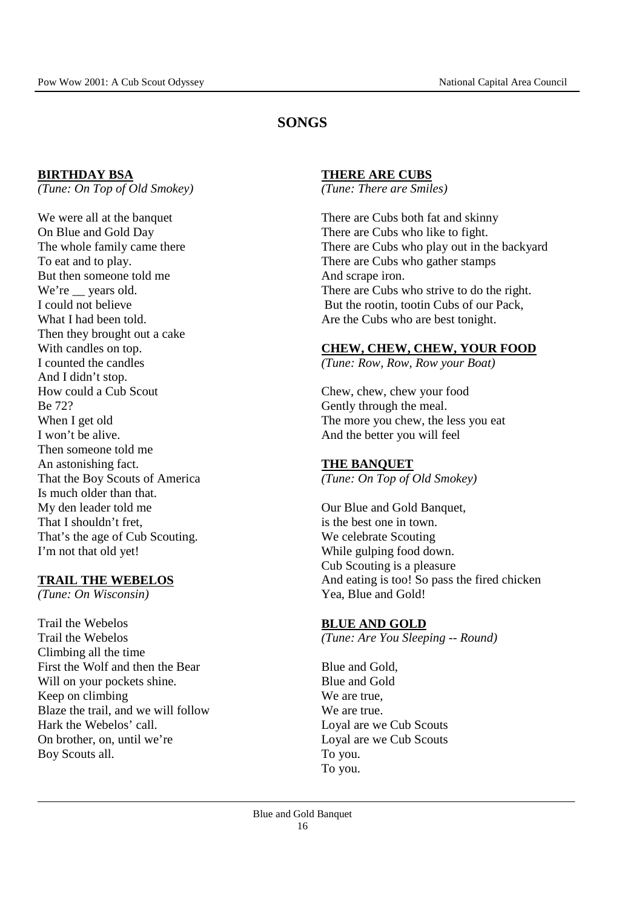# SONGS

### BIRTHDAY BSA

*(Tune: On Top of Old Smokey)*

We were all at the banquet
On Blue and Gold Day
The whole family came there
To eat and to play.
But then someone told me
We're __ years old.
I could not believe
What I had been told.
Then they brought out a cake
With candles on top.
I counted the candles
And I didn't stop.
How could a Cub Scout
Be 72?
When I get old
I won't be alive.
Then someone told me
An astonishing fact.
That the Boy Scouts of America
Is much older than that.
My den leader told me
That I shouldn't fret,
That's the age of Cub Scouting.
I'm not that old yet!

### TRAIL THE WEBELOS

*(Tune: On Wisconsin)*

Trail the Webelos
Trail the Webelos
Climbing all the time
First the Wolf and then the Bear
Will on your pockets shine.
Keep on climbing
Blaze the trail, and we will follow
Hark the Webelos' call.
On brother, on, until we're
Boy Scouts all.

### THERE ARE CUBS

*(Tune: There are Smiles)*

There are Cubs both fat and skinny
There are Cubs who like to fight.
There are Cubs who play out in the backyard
There are Cubs who gather stamps
And scrape iron.
There are Cubs who strive to do the right.
But the rootin, tootin Cubs of our Pack,
Are the Cubs who are best tonight.

### CHEW, CHEW, CHEW, YOUR FOOD

*(Tune: Row, Row, Row your Boat)*

Chew, chew, chew your food
Gently through the meal.
The more you chew, the less you eat
And the better you will feel

### THE BANQUET

*(Tune: On Top of Old Smokey)*

Our Blue and Gold Banquet,
is the best one in town.
We celebrate Scouting
While gulping food down.
Cub Scouting is a pleasure
And eating is too! So pass the fired chicken
Yea, Blue and Gold!

### BLUE AND GOLD

*(Tune: Are You Sleeping -- Round)*

Blue and Gold,
Blue and Gold
We are true,
We are true.
Loyal are we Cub Scouts
Loyal are we Cub Scouts
To you.
To you.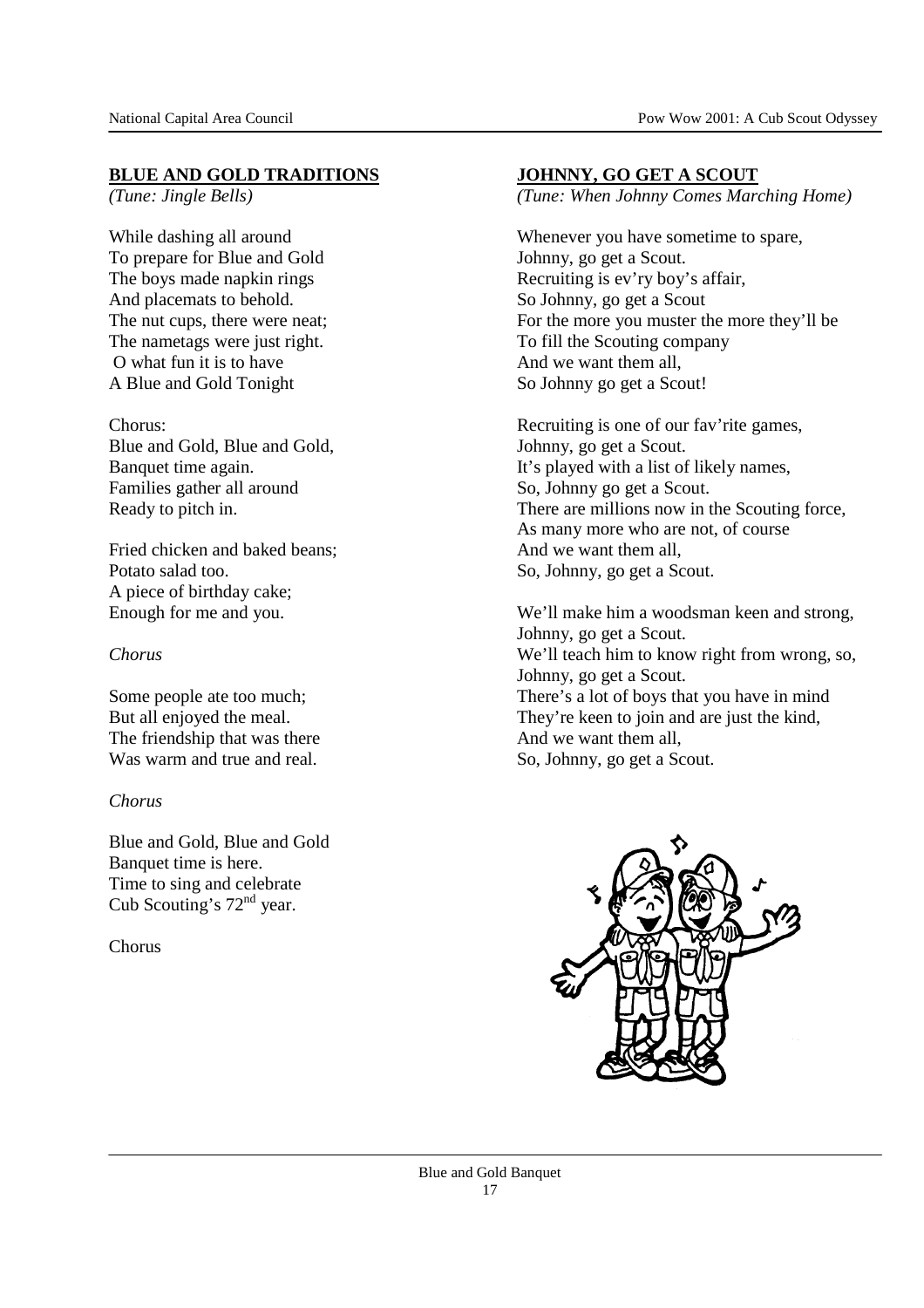## BLUE AND GOLD TRADITIONS

*(Tune: Jingle Bells)*

While dashing all around
To prepare for Blue and Gold
The boys made napkin rings
And placemats to behold.
The nut cups, there were neat;
The nametags were just right.
O what fun it is to have
A Blue and Gold Tonight

Chorus:
Blue and Gold, Blue and Gold,
Banquet time again.
Families gather all around
Ready to pitch in.

Fried chicken and baked beans;
Potato salad too.
A piece of birthday cake;
Enough for me and you.

*Chorus*

Some people ate too much;
But all enjoyed the meal.
The friendship that was there
Was warm and true and real.

*Chorus*

Blue and Gold, Blue and Gold
Banquet time is here.
Time to sing and celebrate
Cub Scouting's 72nd year.

Chorus

## JOHNNY, GO GET A SCOUT

*(Tune: When Johnny Comes Marching Home)*

Whenever you have sometime to spare,
Johnny, go get a Scout.
Recruiting is ev'ry boy's affair,
So Johnny, go get a Scout
For the more you muster the more they'll be
To fill the Scouting company
And we want them all,
So Johnny go get a Scout!

Recruiting is one of our fav'rite games,
Johnny, go get a Scout.
It's played with a list of likely names,
So, Johnny go get a Scout.
There are millions now in the Scouting force,
As many more who are not, of course
And we want them all,
So, Johnny, go get a Scout.

We'll make him a woodsman keen and strong,
Johnny, go get a Scout.
We'll teach him to know right from wrong, so,
Johnny, go get a Scout.
There's a lot of boys that you have in mind
They're keen to join and are just the kind,
And we want them all,
So, Johnny, go get a Scout.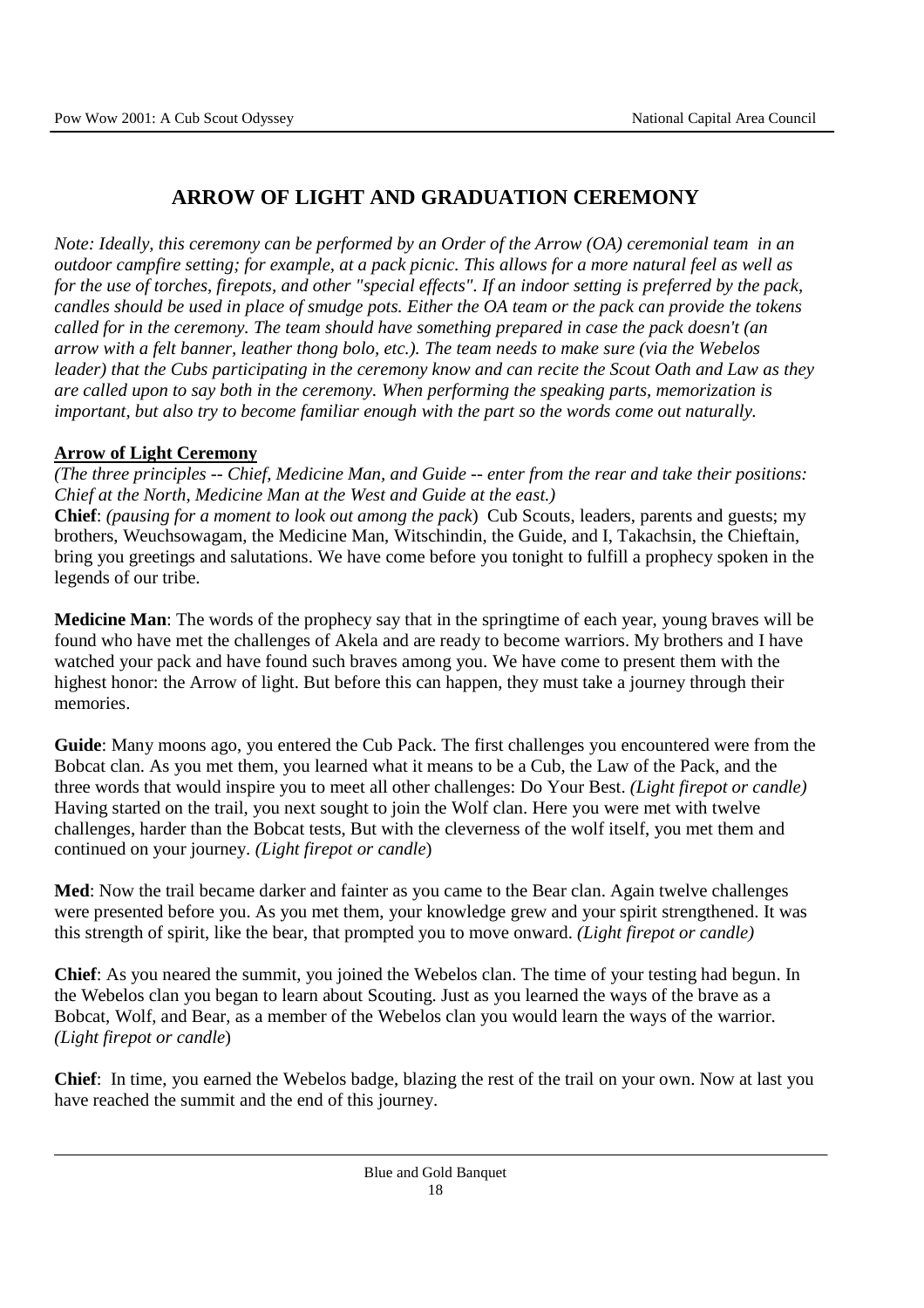# ARROW OF LIGHT AND GRADUATION CEREMONY

*Note: Ideally, this ceremony can be performed by an Order of the Arrow (OA) ceremonial team in an outdoor campfire setting; for example, at a pack picnic. This allows for a more natural feel as well as for the use of torches, firepots, and other "special effects". If an indoor setting is preferred by the pack, candles should be used in place of smudge pots. Either the OA team or the pack can provide the tokens called for in the ceremony. The team should have something prepared in case the pack doesn't (an arrow with a felt banner, leather thong bolo, etc.). The team needs to make sure (via the Webelos leader) that the Cubs participating in the ceremony know and can recite the Scout Oath and Law as they are called upon to say both in the ceremony. When performing the speaking parts, memorization is important, but also try to become familiar enough with the part so the words come out naturally.*

**Arrow of Light Ceremony**

*(The three principles -- Chief, Medicine Man, and Guide -- enter from the rear and take their positions: Chief at the North, Medicine Man at the West and Guide at the east.)*

**Chief**: *(pausing for a moment to look out among the pack)* Cub Scouts, leaders, parents and guests; my brothers, Weuchsowagam, the Medicine Man, Witschindin, the Guide, and I, Takachsin, the Chieftain, bring you greetings and salutations. We have come before you tonight to fulfill a prophecy spoken in the legends of our tribe.

**Medicine Man**: The words of the prophecy say that in the springtime of each year, young braves will be found who have met the challenges of Akela and are ready to become warriors. My brothers and I have watched your pack and have found such braves among you. We have come to present them with the highest honor: the Arrow of light. But before this can happen, they must take a journey through their memories.

**Guide**: Many moons ago, you entered the Cub Pack. The first challenges you encountered were from the Bobcat clan. As you met them, you learned what it means to be a Cub, the Law of the Pack, and the three words that would inspire you to meet all other challenges: Do Your Best. *(Light firepot or candle)* Having started on the trail, you next sought to join the Wolf clan. Here you were met with twelve challenges, harder than the Bobcat tests, But with the cleverness of the wolf itself, you met them and continued on your journey. *(Light firepot or candle*)

**Med**: Now the trail became darker and fainter as you came to the Bear clan. Again twelve challenges were presented before you. As you met them, your knowledge grew and your spirit strengthened. It was this strength of spirit, like the bear, that prompted you to move onward. *(Light firepot or candle)*

**Chief**: As you neared the summit, you joined the Webelos clan. The time of your testing had begun. In the Webelos clan you began to learn about Scouting. Just as you learned the ways of the brave as a Bobcat, Wolf, and Bear, as a member of the Webelos clan you would learn the ways of the warrior. *(Light firepot or candle*)

**Chief**: In time, you earned the Webelos badge, blazing the rest of the trail on your own. Now at last you have reached the summit and the end of this journey.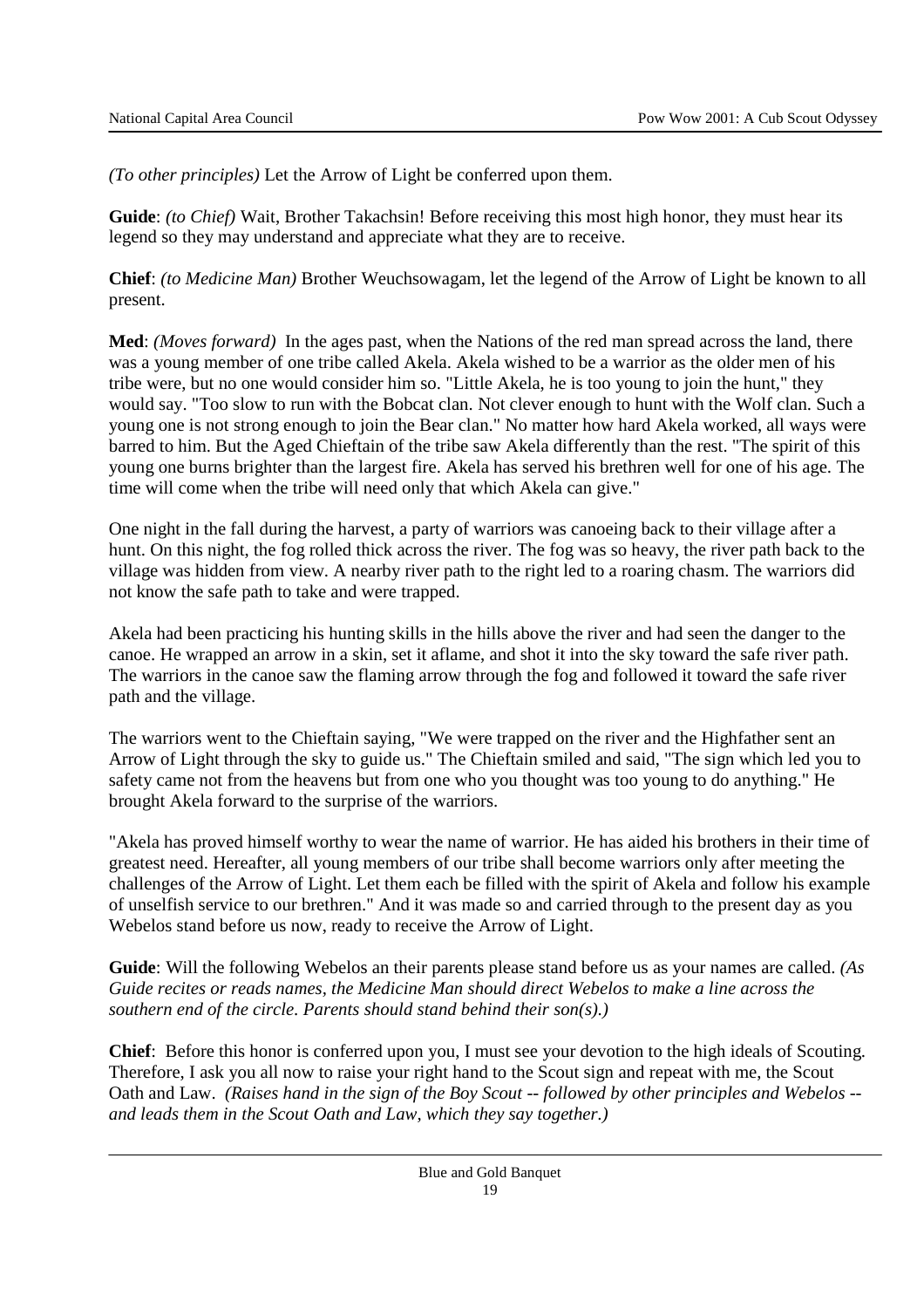*(To other principles)* Let the Arrow of Light be conferred upon them.

**Guide**: *(to Chief)* Wait, Brother Takachsin! Before receiving this most high honor, they must hear its legend so they may understand and appreciate what they are to receive.

**Chief**: *(to Medicine Man)* Brother Weuchsowagam, let the legend of the Arrow of Light be known to all present.

**Med**: *(Moves forward)* In the ages past, when the Nations of the red man spread across the land, there was a young member of one tribe called Akela. Akela wished to be a warrior as the older men of his tribe were, but no one would consider him so. "Little Akela, he is too young to join the hunt," they would say. "Too slow to run with the Bobcat clan. Not clever enough to hunt with the Wolf clan. Such a young one is not strong enough to join the Bear clan." No matter how hard Akela worked, all ways were barred to him. But the Aged Chieftain of the tribe saw Akela differently than the rest. "The spirit of this young one burns brighter than the largest fire. Akela has served his brethren well for one of his age. The time will come when the tribe will need only that which Akela can give."

One night in the fall during the harvest, a party of warriors was canoeing back to their village after a hunt. On this night, the fog rolled thick across the river. The fog was so heavy, the river path back to the village was hidden from view. A nearby river path to the right led to a roaring chasm. The warriors did not know the safe path to take and were trapped.

Akela had been practicing his hunting skills in the hills above the river and had seen the danger to the canoe. He wrapped an arrow in a skin, set it aflame, and shot it into the sky toward the safe river path. The warriors in the canoe saw the flaming arrow through the fog and followed it toward the safe river path and the village.

The warriors went to the Chieftain saying, "We were trapped on the river and the Highfather sent an Arrow of Light through the sky to guide us." The Chieftain smiled and said, "The sign which led you to safety came not from the heavens but from one who you thought was too young to do anything." He brought Akela forward to the surprise of the warriors.

"Akela has proved himself worthy to wear the name of warrior. He has aided his brothers in their time of greatest need. Hereafter, all young members of our tribe shall become warriors only after meeting the challenges of the Arrow of Light. Let them each be filled with the spirit of Akela and follow his example of unselfish service to our brethren." And it was made so and carried through to the present day as you Webelos stand before us now, ready to receive the Arrow of Light.

**Guide**: Will the following Webelos an their parents please stand before us as your names are called. *(As Guide recites or reads names, the Medicine Man should direct Webelos to make a line across the southern end of the circle. Parents should stand behind their son(s).)*

**Chief**: Before this honor is conferred upon you, I must see your devotion to the high ideals of Scouting. Therefore, I ask you all now to raise your right hand to the Scout sign and repeat with me, the Scout Oath and Law. *(Raises hand in the sign of the Boy Scout -- followed by other principles and Webelos -- and leads them in the Scout Oath and Law, which they say together.)*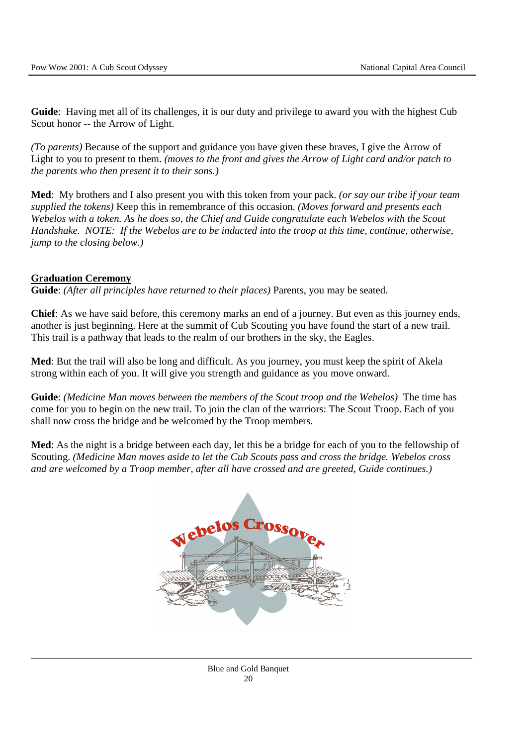**Guide**: Having met all of its challenges, it is our duty and privilege to award you with the highest Cub Scout honor -- the Arrow of Light.

*(To parents)* Because of the support and guidance you have given these braves, I give the Arrow of Light to you to present to them. *(moves to the front and gives the Arrow of Light card and/or patch to the parents who then present it to their sons.)*

**Med**: My brothers and I also present you with this token from your pack. *(or say our tribe if your team supplied the tokens)* Keep this in remembrance of this occasion. *(Moves forward and presents each Webelos with a token. As he does so, the Chief and Guide congratulate each Webelos with the Scout Handshake. NOTE: If the Webelos are to be inducted into the troop at this time, continue, otherwise, jump to the closing below.)*

**Graduation Ceremony**

**Guide**: *(After all principles have returned to their places)* Parents, you may be seated.

**Chief**: As we have said before, this ceremony marks an end of a journey. But even as this journey ends, another is just beginning. Here at the summit of Cub Scouting you have found the start of a new trail. This trail is a pathway that leads to the realm of our brothers in the sky, the Eagles.

**Med**: But the trail will also be long and difficult. As you journey, you must keep the spirit of Akela strong within each of you. It will give you strength and guidance as you move onward.

**Guide**: *(Medicine Man moves between the members of the Scout troop and the Webelos)* The time has come for you to begin on the new trail. To join the clan of the warriors: The Scout Troop. Each of you shall now cross the bridge and be welcomed by the Troop members.

**Med**: As the night is a bridge between each day, let this be a bridge for each of you to the fellowship of Scouting. *(Medicine Man moves aside to let the Cub Scouts pass and cross the bridge. Webelos cross and are welcomed by a Troop member, after all have crossed and are greeted, Guide continues.)*

Webelos Crossover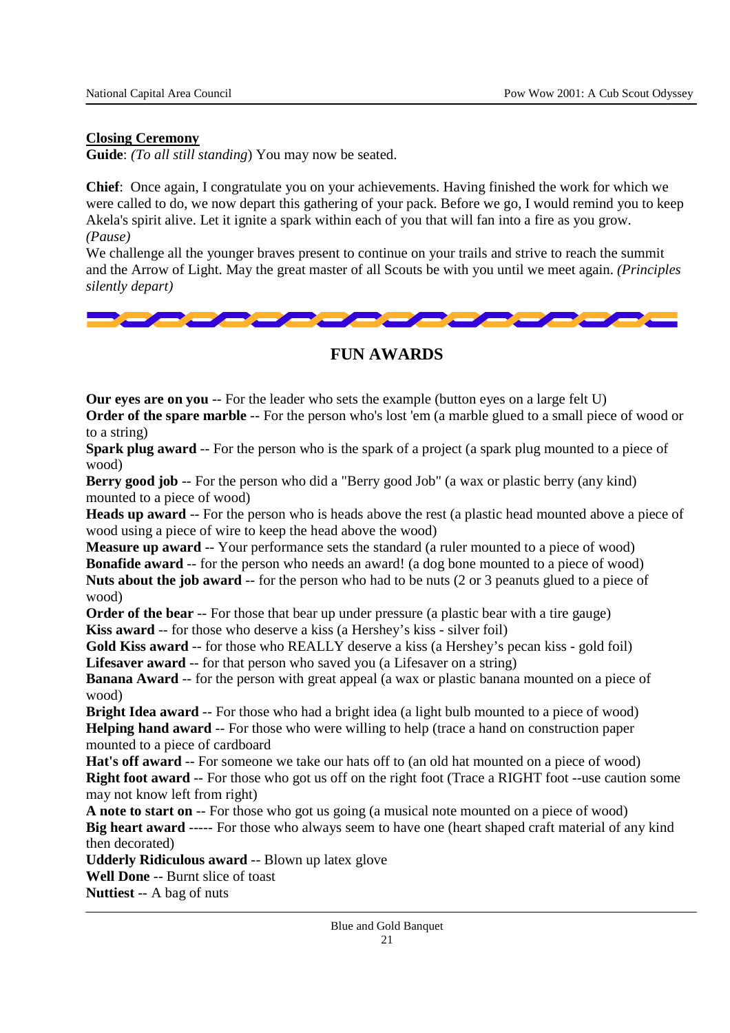**Closing Ceremony**

**Guide**: *(To all still standing)* You may now be seated.

**Chief**: Once again, I congratulate you on your achievements. Having finished the work for which we were called to do, we now depart this gathering of your pack. Before we go, I would remind you to keep Akela's spirit alive. Let it ignite a spark within each of you that will fan into a fire as you grow. *(Pause)*

We challenge all the younger braves present to continue on your trails and strive to reach the summit and the Arrow of Light. May the great master of all Scouts be with you until we meet again. *(Principles silently depart)*

## FUN AWARDS

**Our eyes are on you** -- For the leader who sets the example (button eyes on a large felt U)
**Order of the spare marble** -- For the person who's lost 'em (a marble glued to a small piece of wood or to a string)
**Spark plug award** -- For the person who is the spark of a project (a spark plug mounted to a piece of wood)
**Berry good job** -- For the person who did a "Berry good Job" (a wax or plastic berry (any kind) mounted to a piece of wood)
**Heads up award** -- For the person who is heads above the rest (a plastic head mounted above a piece of wood using a piece of wire to keep the head above the wood)
**Measure up award** -- Your performance sets the standard (a ruler mounted to a piece of wood)
**Bonafide award** -- for the person who needs an award! (a dog bone mounted to a piece of wood)
**Nuts about the job award** -- for the person who had to be nuts (2 or 3 peanuts glued to a piece of wood)
**Order of the bear** -- For those that bear up under pressure (a plastic bear with a tire gauge)
**Kiss award** -- for those who deserve a kiss (a Hershey's kiss - silver foil)
**Gold Kiss award** -- for those who REALLY deserve a kiss (a Hershey's pecan kiss - gold foil)
**Lifesaver award** -- for that person who saved you (a Lifesaver on a string)
**Banana Award** -- for the person with great appeal (a wax or plastic banana mounted on a piece of wood)
**Bright Idea award** -- For those who had a bright idea (a light bulb mounted to a piece of wood)
**Helping hand award** -- For those who were willing to help (trace a hand on construction paper mounted to a piece of cardboard
**Hat's off award** -- For someone we take our hats off to (an old hat mounted on a piece of wood)
**Right foot award** -- For those who got us off on the right foot (Trace a RIGHT foot --use caution some may not know left from right)
**A note to start on** -- For those who got us going (a musical note mounted on a piece of wood)
**Big heart award** ----- For those who always seem to have one (heart shaped craft material of any kind then decorated)
**Udderly Ridiculous award** -- Blown up latex glove
**Well Done** -- Burnt slice of toast
**Nuttiest** -- A bag of nuts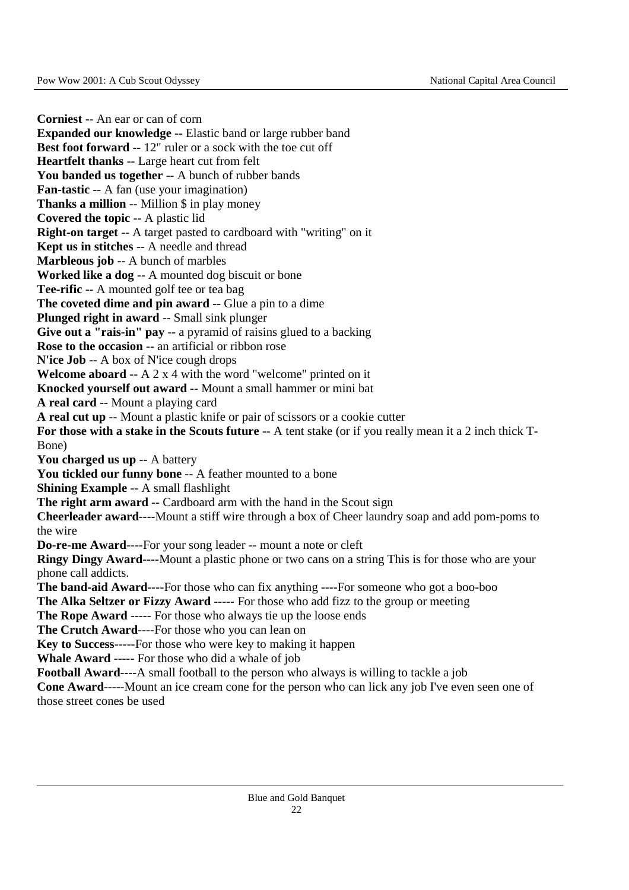**Corniest** -- An ear or can of corn
**Expanded our knowledge** -- Elastic band or large rubber band
**Best foot forward** -- 12" ruler or a sock with the toe cut off
**Heartfelt thanks** -- Large heart cut from felt
**You banded us together** -- A bunch of rubber bands
**Fan-tastic** -- A fan (use your imagination)
**Thanks a million** -- Million $ in play money
**Covered the topic** -- A plastic lid
**Right-on target** -- A target pasted to cardboard with "writing" on it
**Kept us in stitches** -- A needle and thread
**Marbleous job** -- A bunch of marbles
**Worked like a dog** -- A mounted dog biscuit or bone
**Tee-rific** -- A mounted golf tee or tea bag
**The coveted dime and pin award** -- Glue a pin to a dime
**Plunged right in award** -- Small sink plunger
**Give out a "rais-in" pay** -- a pyramid of raisins glued to a backing
**Rose to the occasion** -- an artificial or ribbon rose
**N'ice Job** -- A box of N'ice cough drops
**Welcome aboard** -- A 2 x 4 with the word "welcome" printed on it
**Knocked yourself out award** -- Mount a small hammer or mini bat
**A real card** -- Mount a playing card
**A real cut up** -- Mount a plastic knife or pair of scissors or a cookie cutter
**For those with a stake in the Scouts future** -- A tent stake (or if you really mean it a 2 inch thick T-Bone)
**You charged us up** -- A battery
**You tickled our funny bone** -- A feather mounted to a bone
**Shining Example** -- A small flashlight
**The right arm award** -- Cardboard arm with the hand in the Scout sign
**Cheerleader award**----Mount a stiff wire through a box of Cheer laundry soap and add pom-poms to the wire
**Do-re-me Award**----For your song leader -- mount a note or cleft
**Ringy Dingy Award**----Mount a plastic phone or two cans on a string This is for those who are your phone call addicts.
**The band-aid Award**----For those who can fix anything ----For someone who got a boo-boo
**The Alka Seltzer or Fizzy Award** ----- For those who add fizz to the group or meeting
**The Rope Award** ----- For those who always tie up the loose ends
**The Crutch Award**----For those who you can lean on
**Key to Success**-----For those who were key to making it happen
**Whale Award** ----- For those who did a whale of job
**Football Award**----A small football to the person who always is willing to tackle a job
**Cone Award**-----Mount an ice cream cone for the person who can lick any job I've even seen one of those street cones be used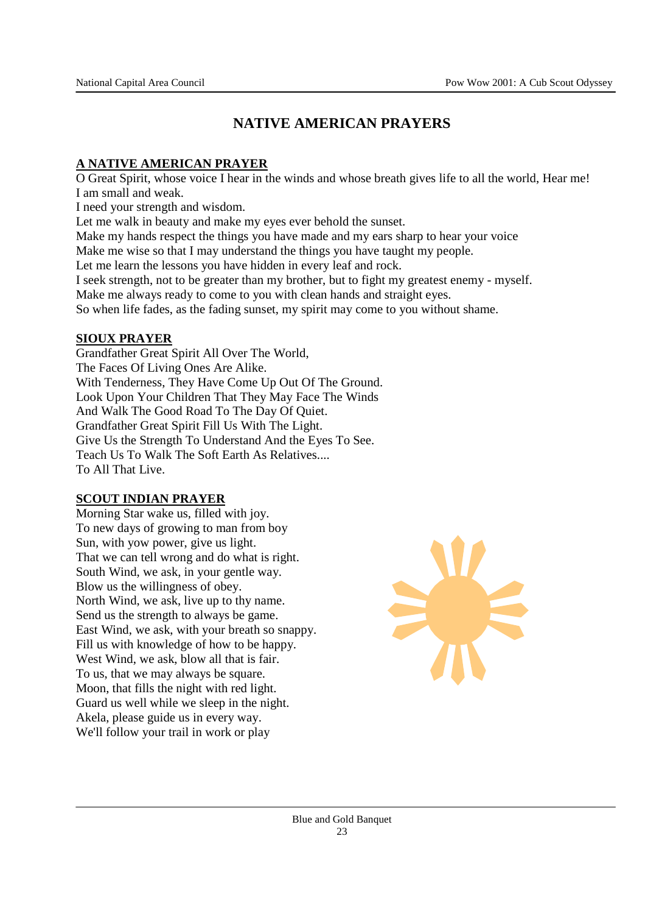# NATIVE AMERICAN PRAYERS

## A NATIVE AMERICAN PRAYER

O Great Spirit, whose voice I hear in the winds and whose breath gives life to all the world, Hear me!
I am small and weak.
I need your strength and wisdom.
Let me walk in beauty and make my eyes ever behold the sunset.
Make my hands respect the things you have made and my ears sharp to hear your voice
Make me wise so that I may understand the things you have taught my people.
Let me learn the lessons you have hidden in every leaf and rock.
I seek strength, not to be greater than my brother, but to fight my greatest enemy - myself.
Make me always ready to come to you with clean hands and straight eyes.
So when life fades, as the fading sunset, my spirit may come to you without shame.

## SIOUX PRAYER

Grandfather Great Spirit All Over The World,
The Faces Of Living Ones Are Alike.
With Tenderness, They Have Come Up Out Of The Ground.
Look Upon Your Children That They May Face The Winds
And Walk The Good Road To The Day Of Quiet.
Grandfather Great Spirit Fill Us With The Light.
Give Us the Strength To Understand And the Eyes To See.
Teach Us To Walk The Soft Earth As Relatives....
To All That Live.

## SCOUT INDIAN PRAYER

Morning Star wake us, filled with joy.
To new days of growing to man from boy
Sun, with yow power, give us light.
That we can tell wrong and do what is right.
South Wind, we ask, in your gentle way.
Blow us the willingness of obey.
North Wind, we ask, live up to thy name.
Send us the strength to always be game.
East Wind, we ask, with your breath so snappy.
Fill us with knowledge of how to be happy.
West Wind, we ask, blow all that is fair.
To us, that we may always be square.
Moon, that fills the night with red light.
Guard us well while we sleep in the night.
Akela, please guide us in every way.
We'll follow your trail in work or play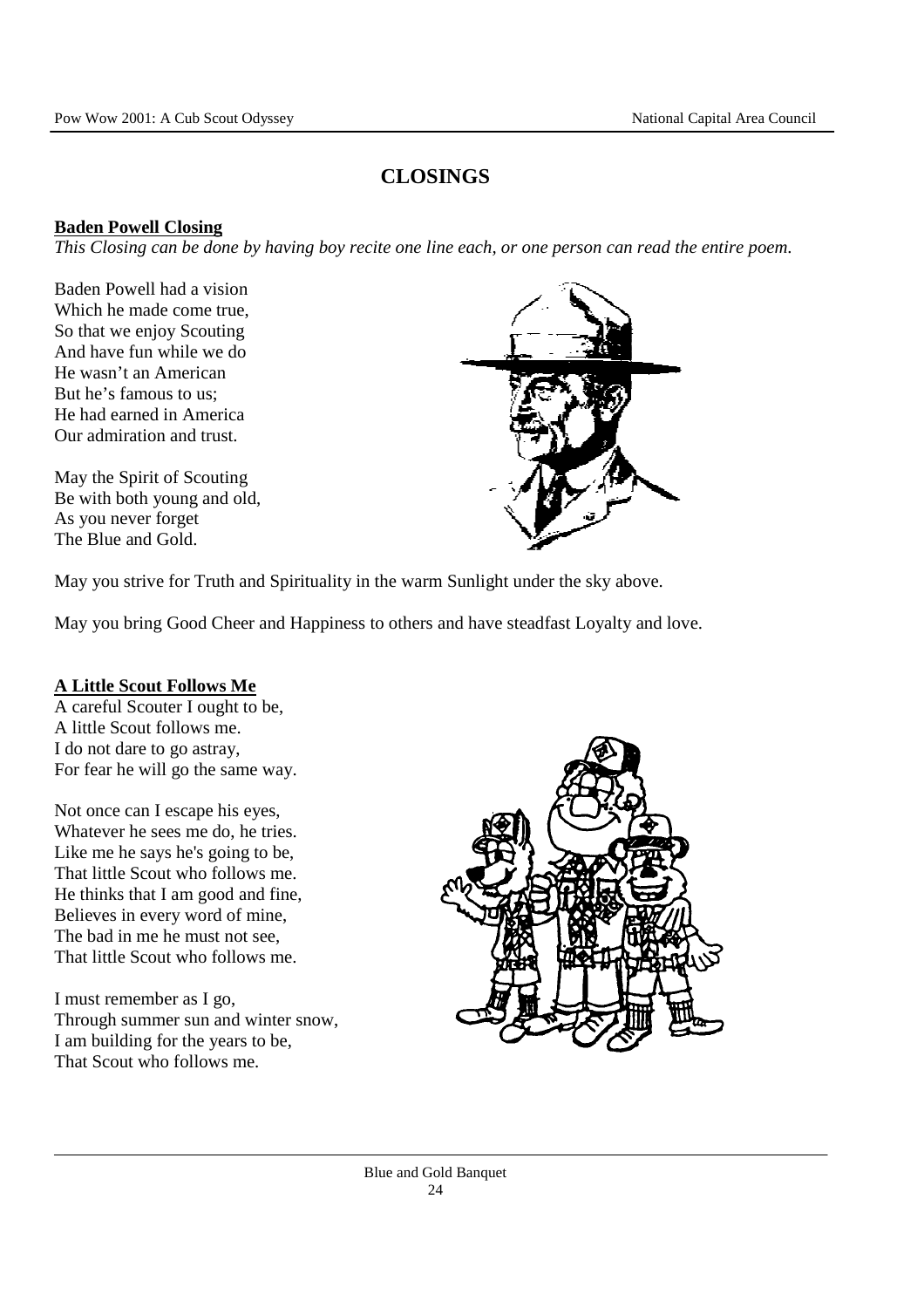# CLOSINGS

## Baden Powell Closing

*This Closing can be done by having boy recite one line each, or one person can read the entire poem.*

Baden Powell had a vision
Which he made come true,
So that we enjoy Scouting
And have fun while we do
He wasn't an American
But he's famous to us;
He had earned in America
Our admiration and trust.

May the Spirit of Scouting
Be with both young and old,
As you never forget
The Blue and Gold.

May you strive for Truth and Spirituality in the warm Sunlight under the sky above.

May you bring Good Cheer and Happiness to others and have steadfast Loyalty and love.

## A Little Scout Follows Me

A careful Scouter I ought to be,
A little Scout follows me.
I do not dare to go astray,
For fear he will go the same way.

Not once can I escape his eyes,
Whatever he sees me do, he tries.
Like me he says he's going to be,
That little Scout who follows me.
He thinks that I am good and fine,
Believes in every word of mine,
The bad in me he must not see,
That little Scout who follows me.

I must remember as I go,
Through summer sun and winter snow,
I am building for the years to be,
That Scout who follows me.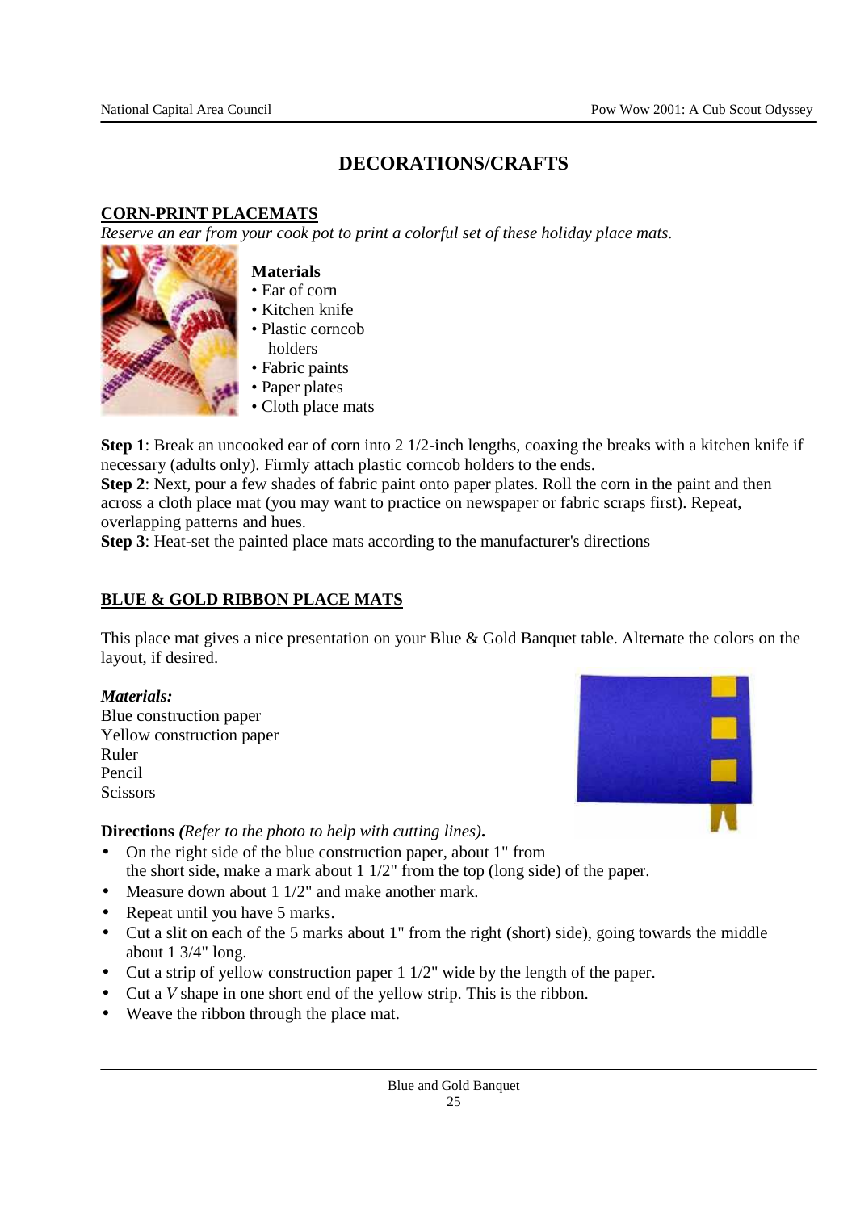# DECORATIONS/CRAFTS

## CORN-PRINT PLACEMATS

*Reserve an ear from your cook pot to print a colorful set of these holiday place mats.*

**Materials**
- Ear of corn
- Kitchen knife
- Plastic corncob holders
- Fabric paints
- Paper plates
- Cloth place mats

**Step 1**: Break an uncooked ear of corn into 2 1/2-inch lengths, coaxing the breaks with a kitchen knife if necessary (adults only). Firmly attach plastic corncob holders to the ends.
**Step 2**: Next, pour a few shades of fabric paint onto paper plates. Roll the corn in the paint and then across a cloth place mat (you may want to practice on newspaper or fabric scraps first). Repeat, overlapping patterns and hues.
**Step 3**: Heat-set the painted place mats according to the manufacturer's directions

## BLUE & GOLD RIBBON PLACE MATS

This place mat gives a nice presentation on your Blue & Gold Banquet table. Alternate the colors on the layout, if desired.

***Materials:***
Blue construction paper
Yellow construction paper
Ruler
Pencil
Scissors

**Directions *(Refer to the photo to help with cutting lines)*.**

- On the right side of the blue construction paper, about 1" from the short side, make a mark about 1 1/2" from the top (long side) of the paper.
- Measure down about 1 1/2" and make another mark.
- Repeat until you have 5 marks.
- Cut a slit on each of the 5 marks about 1" from the right (short) side), going towards the middle about 1 3/4" long.
- Cut a strip of yellow construction paper 1 1/2" wide by the length of the paper.
- Cut a *V* shape in one short end of the yellow strip. This is the ribbon.
- Weave the ribbon through the place mat.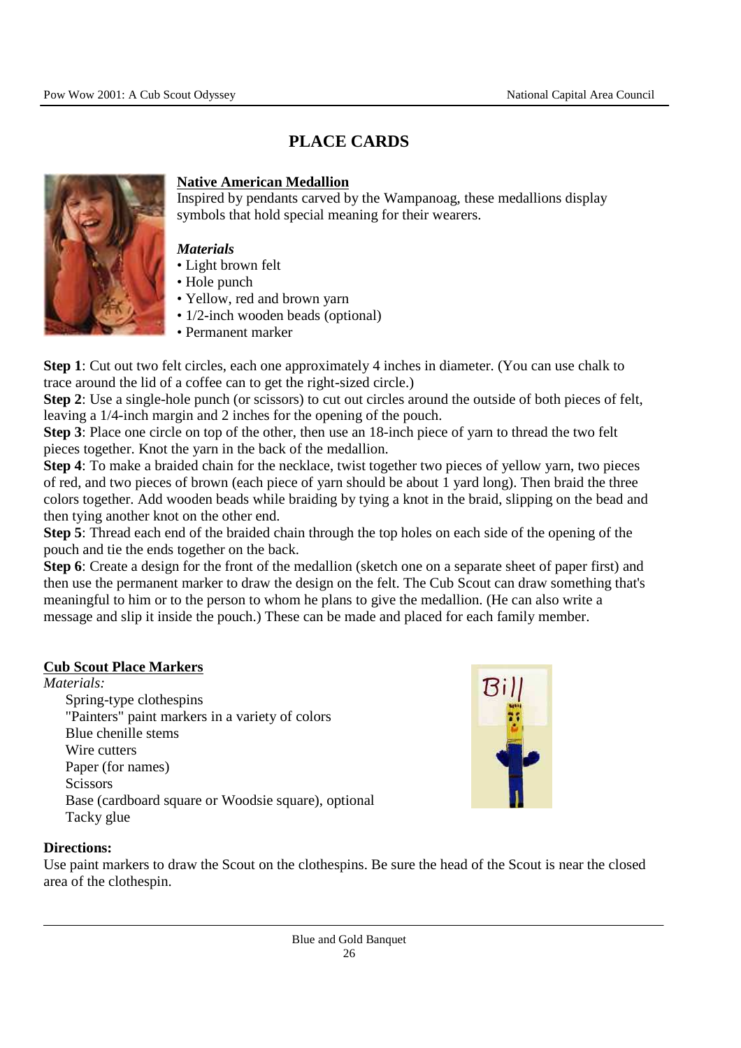# PLACE CARDS

## Native American Medallion

Inspired by pendants carved by the Wampanoag, these medallions display symbols that hold special meaning for their wearers.

***Materials***

- Light brown felt
- Hole punch
- Yellow, red and brown yarn
- 1/2-inch wooden beads (optional)
- Permanent marker

**Step 1**: Cut out two felt circles, each one approximately 4 inches in diameter. (You can use chalk to trace around the lid of a coffee can to get the right-sized circle.)
**Step 2**: Use a single-hole punch (or scissors) to cut out circles around the outside of both pieces of felt, leaving a 1/4-inch margin and 2 inches for the opening of the pouch.
**Step 3**: Place one circle on top of the other, then use an 18-inch piece of yarn to thread the two felt pieces together. Knot the yarn in the back of the medallion.
**Step 4**: To make a braided chain for the necklace, twist together two pieces of yellow yarn, two pieces of red, and two pieces of brown (each piece of yarn should be about 1 yard long). Then braid the three colors together. Add wooden beads while braiding by tying a knot in the braid, slipping on the bead and then tying another knot on the other end.
**Step 5**: Thread each end of the braided chain through the top holes on each side of the opening of the pouch and tie the ends together on the back.
**Step 6**: Create a design for the front of the medallion (sketch one on a separate sheet of paper first) and then use the permanent marker to draw the design on the felt. The Cub Scout can draw something that's meaningful to him or to the person to whom he plans to give the medallion. (He can also write a message and slip it inside the pouch.) These can be made and placed for each family member.

## Cub Scout Place Markers

*Materials:*

Spring-type clothespins
"Painters" paint markers in a variety of colors
Blue chenille stems
Wire cutters
Paper (for names)
Scissors
Base (cardboard square or Woodsie square), optional
Tacky glue

**Directions:**

Use paint markers to draw the Scout on the clothespins. Be sure the head of the Scout is near the closed area of the clothespin.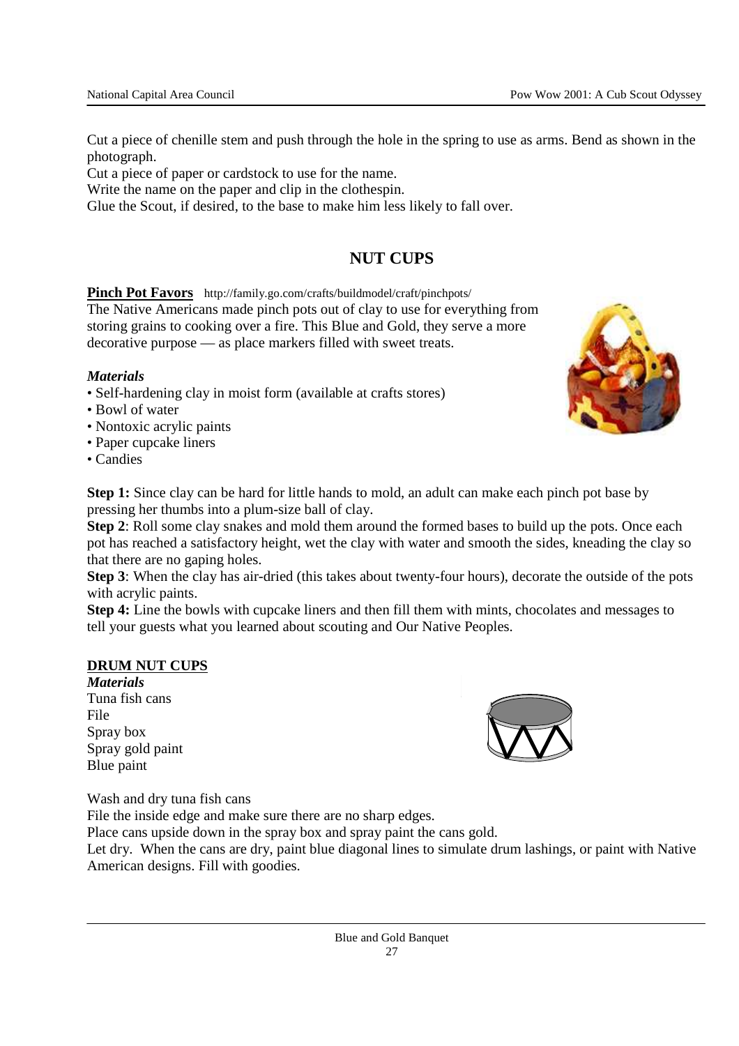Cut a piece of chenille stem and push through the hole in the spring to use as arms. Bend as shown in the photograph.

Cut a piece of paper or cardstock to use for the name.

Write the name on the paper and clip in the clothespin.

Glue the Scout, if desired, to the base to make him less likely to fall over.

## NUT CUPS

**Pinch Pot Favors** http://family.go.com/crafts/buildmodel/craft/pinchpots/

The Native Americans made pinch pots out of clay to use for everything from storing grains to cooking over a fire. This Blue and Gold, they serve a more decorative purpose — as place markers filled with sweet treats.

***Materials***

- Self-hardening clay in moist form (available at crafts stores)
- Bowl of water
- Nontoxic acrylic paints
- Paper cupcake liners
- Candies

**Step 1:** Since clay can be hard for little hands to mold, an adult can make each pinch pot base by pressing her thumbs into a plum-size ball of clay.

**Step 2**: Roll some clay snakes and mold them around the formed bases to build up the pots. Once each pot has reached a satisfactory height, wet the clay with water and smooth the sides, kneading the clay so that there are no gaping holes.

**Step 3**: When the clay has air-dried (this takes about twenty-four hours), decorate the outside of the pots with acrylic paints.

**Step 4:** Line the bowls with cupcake liners and then fill them with mints, chocolates and messages to tell your guests what you learned about scouting and Our Native Peoples.

**DRUM NUT CUPS**

***Materials***

Tuna fish cans
File
Spray box
Spray gold paint
Blue paint

Wash and dry tuna fish cans

File the inside edge and make sure there are no sharp edges.

Place cans upside down in the spray box and spray paint the cans gold.

Let dry. When the cans are dry, paint blue diagonal lines to simulate drum lashings, or paint with Native American designs. Fill with goodies.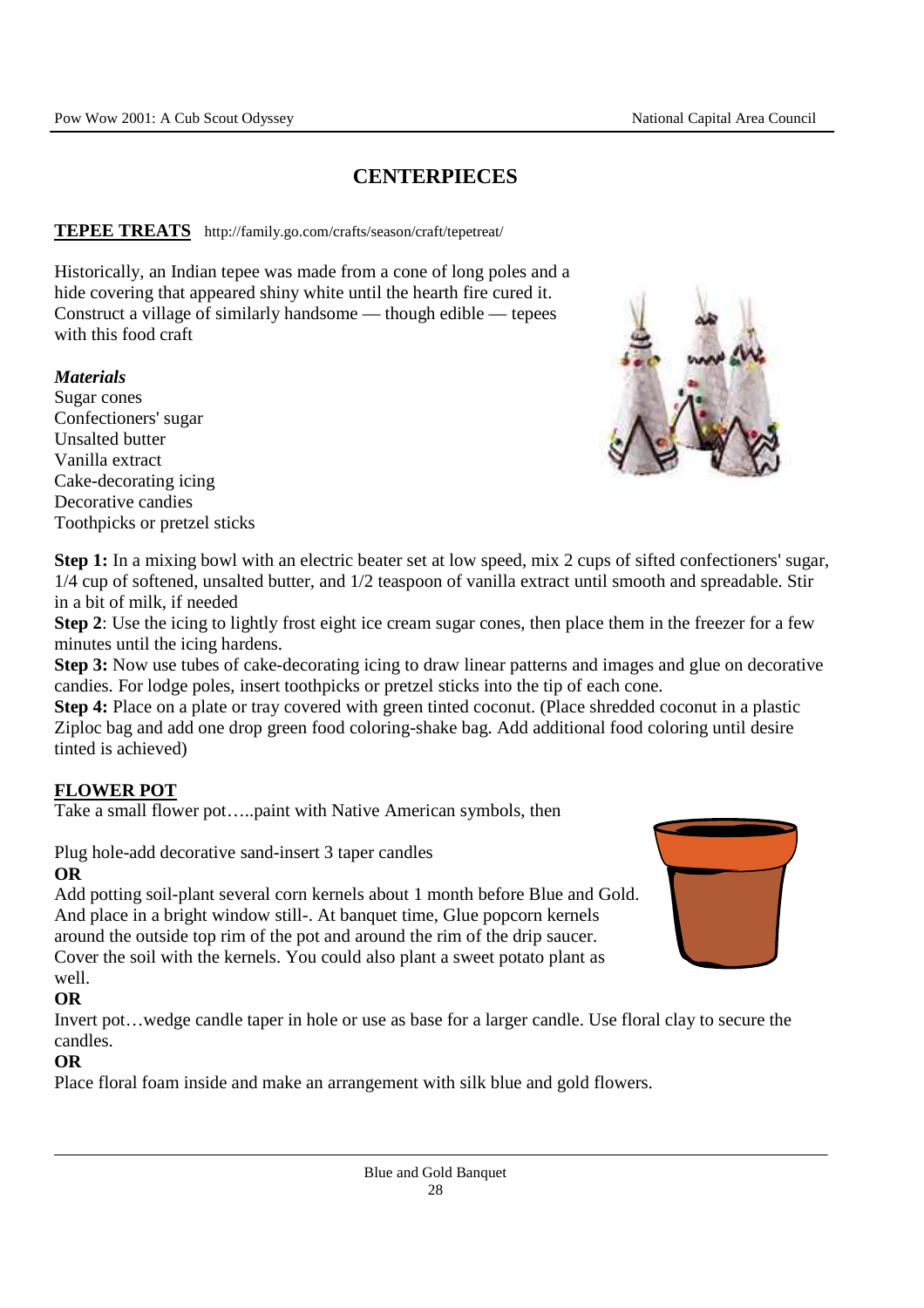# CENTERPIECES

**TEPEE TREATS** http://family.go.com/crafts/season/craft/tepetreat/

Historically, an Indian tepee was made from a cone of long poles and a hide covering that appeared shiny white until the hearth fire cured it. Construct a village of similarly handsome — though edible — tepees with this food craft

***Materials***

Sugar cones
Confectioners' sugar
Unsalted butter
Vanilla extract
Cake-decorating icing
Decorative candies
Toothpicks or pretzel sticks

**Step 1:** In a mixing bowl with an electric beater set at low speed, mix 2 cups of sifted confectioners' sugar, 1/4 cup of softened, unsalted butter, and 1/2 teaspoon of vanilla extract until smooth and spreadable. Stir in a bit of milk, if needed

**Step 2**: Use the icing to lightly frost eight ice cream sugar cones, then place them in the freezer for a few minutes until the icing hardens.

**Step 3:** Now use tubes of cake-decorating icing to draw linear patterns and images and glue on decorative candies. For lodge poles, insert toothpicks or pretzel sticks into the tip of each cone.

**Step 4:** Place on a plate or tray covered with green tinted coconut. (Place shredded coconut in a plastic Ziploc bag and add one drop green food coloring-shake bag. Add additional food coloring until desire tinted is achieved)

**FLOWER POT**

Take a small flower pot…..paint with Native American symbols, then

Plug hole-add decorative sand-insert 3 taper candles

**OR**

Add potting soil-plant several corn kernels about 1 month before Blue and Gold. And place in a bright window still-. At banquet time, Glue popcorn kernels around the outside top rim of the pot and around the rim of the drip saucer. Cover the soil with the kernels. You could also plant a sweet potato plant as well.

**OR**

Invert pot…wedge candle taper in hole or use as base for a larger candle. Use floral clay to secure the candles.

**OR**

Place floral foam inside and make an arrangement with silk blue and gold flowers.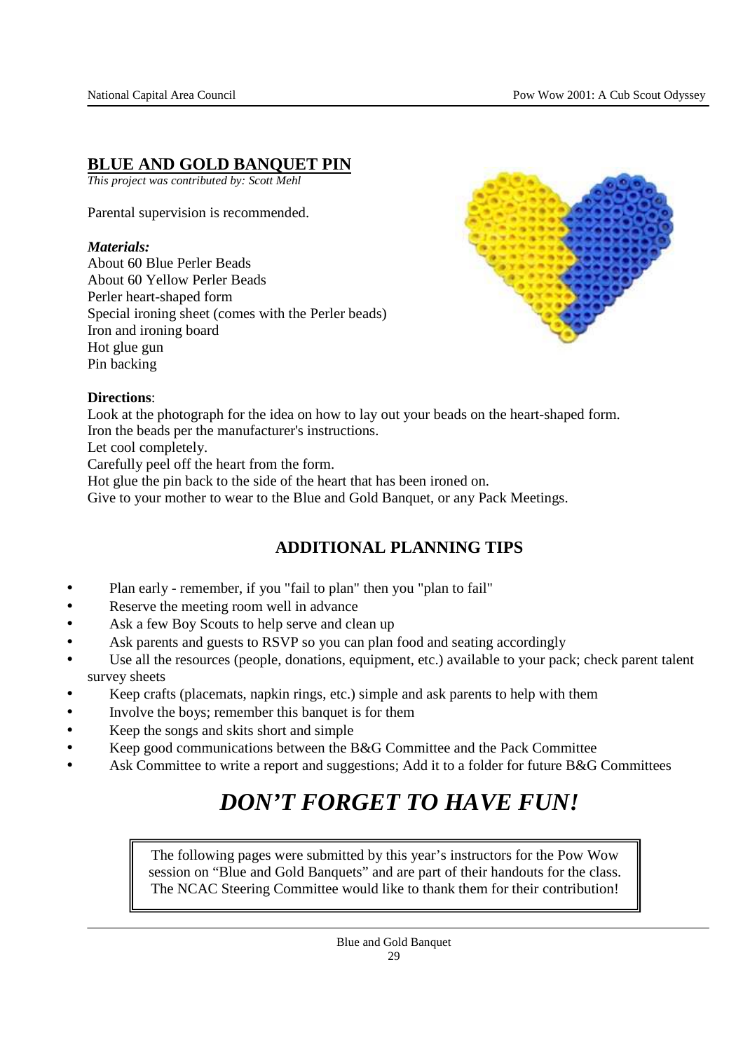## BLUE AND GOLD BANQUET PIN

*This project was contributed by: Scott Mehl*

Parental supervision is recommended.

***Materials:***

About 60 Blue Perler Beads
About 60 Yellow Perler Beads
Perler heart-shaped form
Special ironing sheet (comes with the Perler beads)
Iron and ironing board
Hot glue gun
Pin backing

**Directions**:

Look at the photograph for the idea on how to lay out your beads on the heart-shaped form.
Iron the beads per the manufacturer's instructions.
Let cool completely.
Carefully peel off the heart from the form.
Hot glue the pin back to the side of the heart that has been ironed on.
Give to your mother to wear to the Blue and Gold Banquet, or any Pack Meetings.

## ADDITIONAL PLANNING TIPS

- Plan early - remember, if you "fail to plan" then you "plan to fail"
- Reserve the meeting room well in advance
- Ask a few Boy Scouts to help serve and clean up
- Ask parents and guests to RSVP so you can plan food and seating accordingly
- Use all the resources (people, donations, equipment, etc.) available to your pack; check parent talent survey sheets
- Keep crafts (placemats, napkin rings, etc.) simple and ask parents to help with them
- Involve the boys; remember this banquet is for them
- Keep the songs and skits short and simple
- Keep good communications between the B&G Committee and the Pack Committee
- Ask Committee to write a report and suggestions; Add it to a folder for future B&G Committees

# ***DON'T FORGET TO HAVE FUN!***

The following pages were submitted by this year's instructors for the Pow Wow session on "Blue and Gold Banquets" and are part of their handouts for the class. The NCAC Steering Committee would like to thank them for their contribution!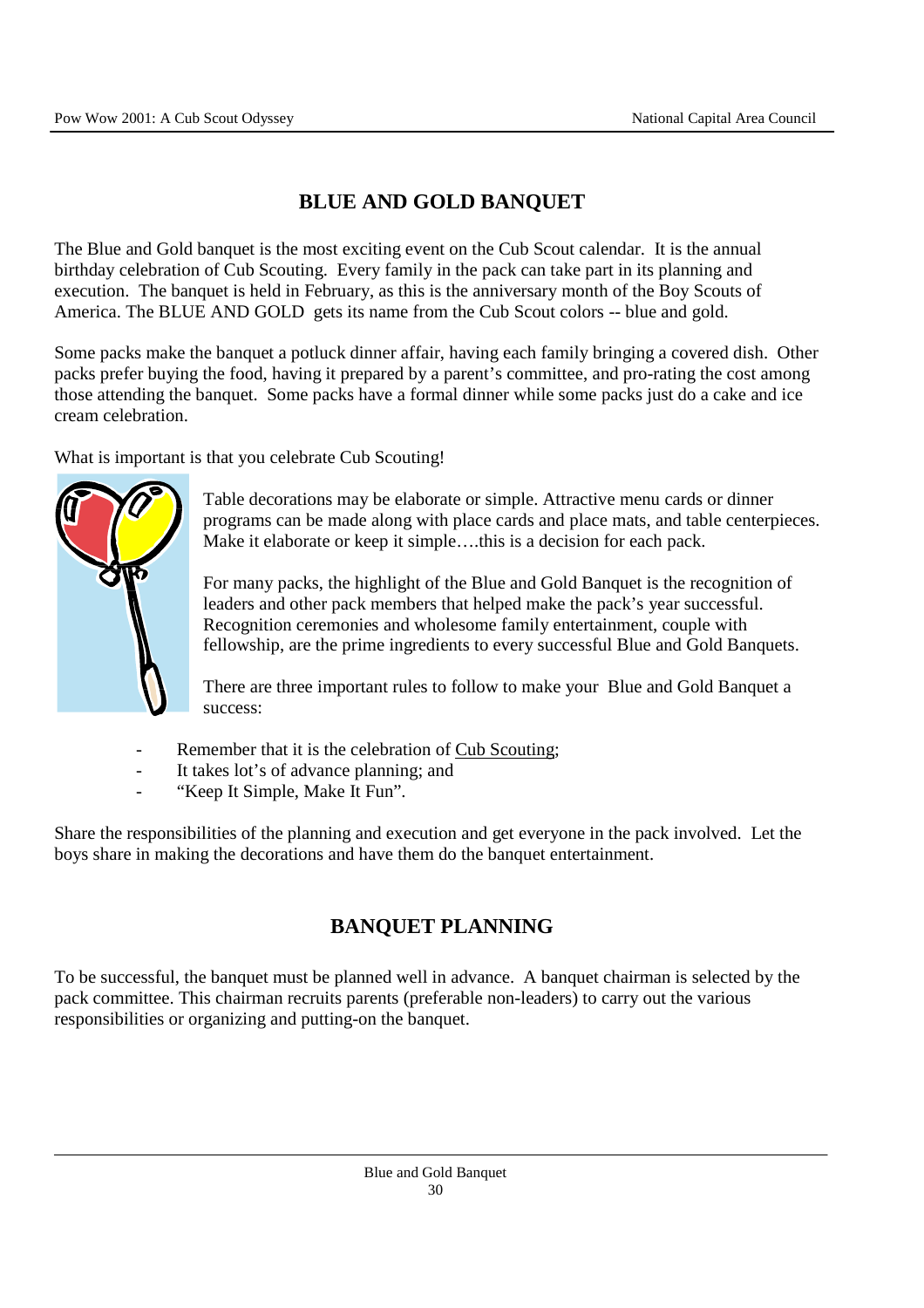## BLUE AND GOLD BANQUET

The Blue and Gold banquet is the most exciting event on the Cub Scout calendar. It is the annual birthday celebration of Cub Scouting. Every family in the pack can take part in its planning and execution. The banquet is held in February, as this is the anniversary month of the Boy Scouts of America. The BLUE AND GOLD gets its name from the Cub Scout colors -- blue and gold.

Some packs make the banquet a potluck dinner affair, having each family bringing a covered dish. Other packs prefer buying the food, having it prepared by a parent's committee, and pro-rating the cost among those attending the banquet. Some packs have a formal dinner while some packs just do a cake and ice cream celebration.

What is important is that you celebrate Cub Scouting!

Table decorations may be elaborate or simple. Attractive menu cards or dinner programs can be made along with place cards and place mats, and table centerpieces. Make it elaborate or keep it simple….this is a decision for each pack.

For many packs, the highlight of the Blue and Gold Banquet is the recognition of leaders and other pack members that helped make the pack's year successful. Recognition ceremonies and wholesome family entertainment, couple with fellowship, are the prime ingredients to every successful Blue and Gold Banquets.

There are three important rules to follow to make your Blue and Gold Banquet a success:

- Remember that it is the celebration of <u>Cub Scouting</u>;
- It takes lot's of advance planning; and
- "Keep It Simple, Make It Fun".

Share the responsibilities of the planning and execution and get everyone in the pack involved. Let the boys share in making the decorations and have them do the banquet entertainment.

## BANQUET PLANNING

To be successful, the banquet must be planned well in advance. A banquet chairman is selected by the pack committee. This chairman recruits parents (preferable non-leaders) to carry out the various responsibilities or organizing and putting-on the banquet.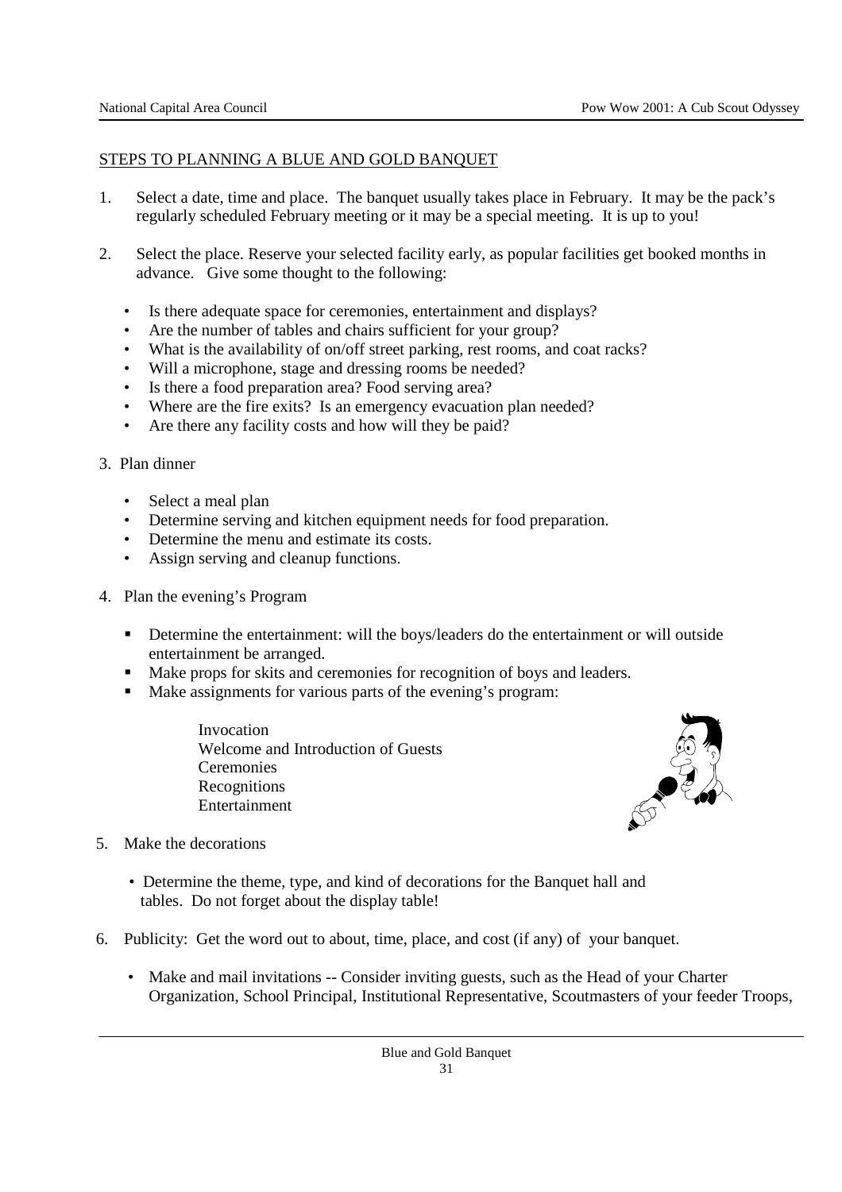## STEPS TO PLANNING A BLUE AND GOLD BANQUET

1. Select a date, time and place. The banquet usually takes place in February. It may be the pack's regularly scheduled February meeting or it may be a special meeting. It is up to you!

2. Select the place. Reserve your selected facility early, as popular facilities get booked months in advance. Give some thought to the following:

   - Is there adequate space for ceremonies, entertainment and displays?
   - Are the number of tables and chairs sufficient for your group?
   - What is the availability of on/off street parking, rest rooms, and coat racks?
   - Will a microphone, stage and dressing rooms be needed?
   - Is there a food preparation area? Food serving area?
   - Where are the fire exits? Is an emergency evacuation plan needed?
   - Are there any facility costs and how will they be paid?

3. Plan dinner

   - Select a meal plan
   - Determine serving and kitchen equipment needs for food preparation.
   - Determine the menu and estimate its costs.
   - Assign serving and cleanup functions.

4. Plan the evening's Program

   - Determine the entertainment: will the boys/leaders do the entertainment or will outside entertainment be arranged.
   - Make props for skits and ceremonies for recognition of boys and leaders.
   - Make assignments for various parts of the evening's program:

     Invocation
     Welcome and Introduction of Guests
     Ceremonies
     Recognitions
     Entertainment

5. Make the decorations

   - Determine the theme, type, and kind of decorations for the Banquet hall and tables. Do not forget about the display table!

6. Publicity: Get the word out to about, time, place, and cost (if any) of your banquet.

   - Make and mail invitations -- Consider inviting guests, such as the Head of your Charter Organization, School Principal, Institutional Representative, Scoutmasters of your feeder Troops,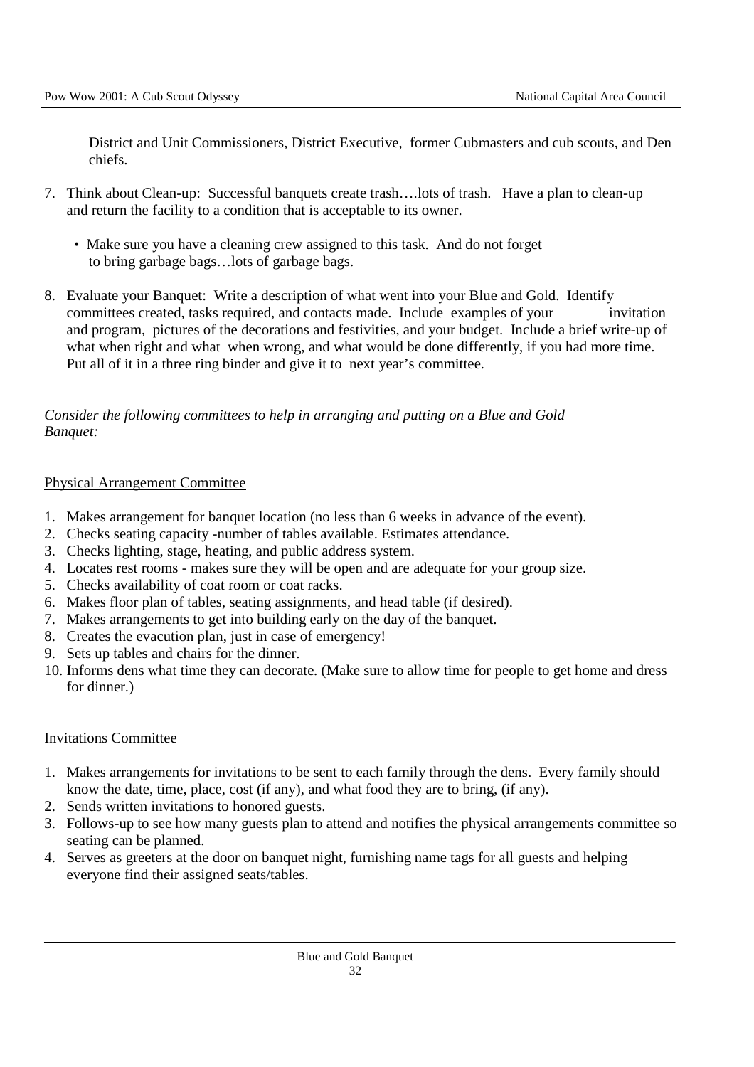District and Unit Commissioners, District Executive, former Cubmasters and cub scouts, and Den chiefs.

7. Think about Clean-up: Successful banquets create trash….lots of trash. Have a plan to clean-up and return the facility to a condition that is acceptable to its owner.
   - Make sure you have a cleaning crew assigned to this task. And do not forget to bring garbage bags…lots of garbage bags.
8. Evaluate your Banquet: Write a description of what went into your Blue and Gold. Identify committees created, tasks required, and contacts made. Include examples of your invitation and program, pictures of the decorations and festivities, and your budget. Include a brief write-up of what when right and what when wrong, and what would be done differently, if you had more time. Put all of it in a three ring binder and give it to next year's committee.

*Consider the following committees to help in arranging and putting on a Blue and Gold Banquet:*

<u>Physical Arrangement Committee</u>

1. Makes arrangement for banquet location (no less than 6 weeks in advance of the event).
2. Checks seating capacity -number of tables available. Estimates attendance.
3. Checks lighting, stage, heating, and public address system.
4. Locates rest rooms - makes sure they will be open and are adequate for your group size.
5. Checks availability of coat room or coat racks.
6. Makes floor plan of tables, seating assignments, and head table (if desired).
7. Makes arrangements to get into building early on the day of the banquet.
8. Creates the evacution plan, just in case of emergency!
9. Sets up tables and chairs for the dinner.
10. Informs dens what time they can decorate. (Make sure to allow time for people to get home and dress for dinner.)

<u>Invitations Committee</u>

1. Makes arrangements for invitations to be sent to each family through the dens. Every family should know the date, time, place, cost (if any), and what food they are to bring, (if any).
2. Sends written invitations to honored guests.
3. Follows-up to see how many guests plan to attend and notifies the physical arrangements committee so seating can be planned.
4. Serves as greeters at the door on banquet night, furnishing name tags for all guests and helping everyone find their assigned seats/tables.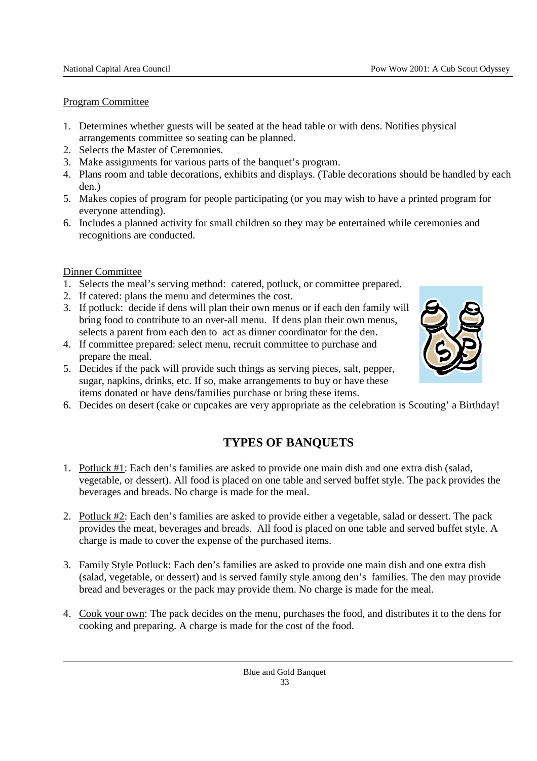Program Committee

1. Determines whether guests will be seated at the head table or with dens. Notifies physical arrangements committee so seating can be planned.
2. Selects the Master of Ceremonies.
3. Make assignments for various parts of the banquet's program.
4. Plans room and table decorations, exhibits and displays. (Table decorations should be handled by each den.)
5. Makes copies of program for people participating (or you may wish to have a printed program for everyone attending).
6. Includes a planned activity for small children so they may be entertained while ceremonies and recognitions are conducted.

Dinner Committee

1. Selects the meal's serving method: catered, potluck, or committee prepared.
2. If catered: plans the menu and determines the cost.
3. If potluck: decide if dens will plan their own menus or if each den family will bring food to contribute to an over-all menu. If dens plan their own menus, selects a parent from each den to act as dinner coordinator for the den.
4. If committee prepared: select menu, recruit committee to purchase and prepare the meal.
5. Decides if the pack will provide such things as serving pieces, salt, pepper, sugar, napkins, drinks, etc. If so, make arrangements to buy or have these items donated or have dens/families purchase or bring these items.
6. Decides on desert (cake or cupcakes are very appropriate as the celebration is Scouting' a Birthday!

## TYPES OF BANQUETS

1. Potluck #1: Each den's families are asked to provide one main dish and one extra dish (salad, vegetable, or dessert). All food is placed on one table and served buffet style. The pack provides the beverages and breads. No charge is made for the meal.

2. Potluck #2: Each den's families are asked to provide either a vegetable, salad or dessert. The pack provides the meat, beverages and breads. All food is placed on one table and served buffet style. A charge is made to cover the expense of the purchased items.

3. Family Style Potluck: Each den's families are asked to provide one main dish and one extra dish (salad, vegetable, or dessert) and is served family style among den's families. The den may provide bread and beverages or the pack may provide them. No charge is made for the meal.

4. Cook your own: The pack decides on the menu, purchases the food, and distributes it to the dens for cooking and preparing. A charge is made for the cost of the food.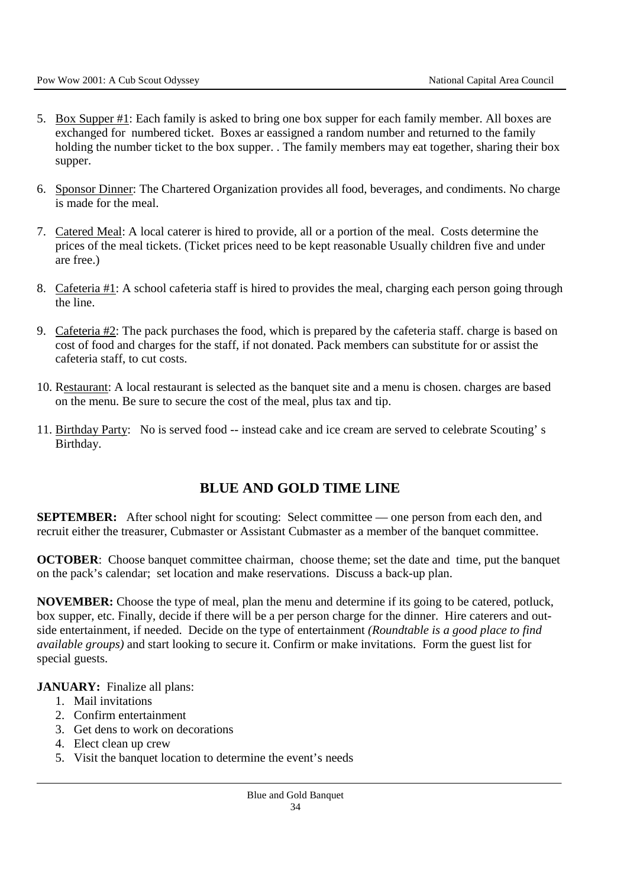5. Box Supper #1: Each family is asked to bring one box supper for each family member. All boxes are exchanged for numbered ticket. Boxes ar eassigned a random number and returned to the family holding the number ticket to the box supper. . The family members may eat together, sharing their box supper.

6. Sponsor Dinner: The Chartered Organization provides all food, beverages, and condiments. No charge is made for the meal.

7. Catered Meal: A local caterer is hired to provide, all or a portion of the meal. Costs determine the prices of the meal tickets. (Ticket prices need to be kept reasonable Usually children five and under are free.)

8. Cafeteria #1: A school cafeteria staff is hired to provides the meal, charging each person going through the line.

9. Cafeteria #2: The pack purchases the food, which is prepared by the cafeteria staff. charge is based on cost of food and charges for the staff, if not donated. Pack members can substitute for or assist the cafeteria staff, to cut costs.

10. Restaurant: A local restaurant is selected as the banquet site and a menu is chosen. charges are based on the menu. Be sure to secure the cost of the meal, plus tax and tip.

11. Birthday Party: No is served food -- instead cake and ice cream are served to celebrate Scouting' s Birthday.

## BLUE AND GOLD TIME LINE

**SEPTEMBER:** After school night for scouting: Select committee — one person from each den, and recruit either the treasurer, Cubmaster or Assistant Cubmaster as a member of the banquet committee.

**OCTOBER**: Choose banquet committee chairman, choose theme; set the date and time, put the banquet on the pack's calendar; set location and make reservations. Discuss a back-up plan.

**NOVEMBER:** Choose the type of meal, plan the menu and determine if its going to be catered, potluck, box supper, etc. Finally, decide if there will be a per person charge for the dinner. Hire caterers and outside entertainment, if needed. Decide on the type of entertainment *(Roundtable is a good place to find available groups)* and start looking to secure it. Confirm or make invitations. Form the guest list for special guests.

**JANUARY:** Finalize all plans:

1. Mail invitations
2. Confirm entertainment
3. Get dens to work on decorations
4. Elect clean up crew
5. Visit the banquet location to determine the event's needs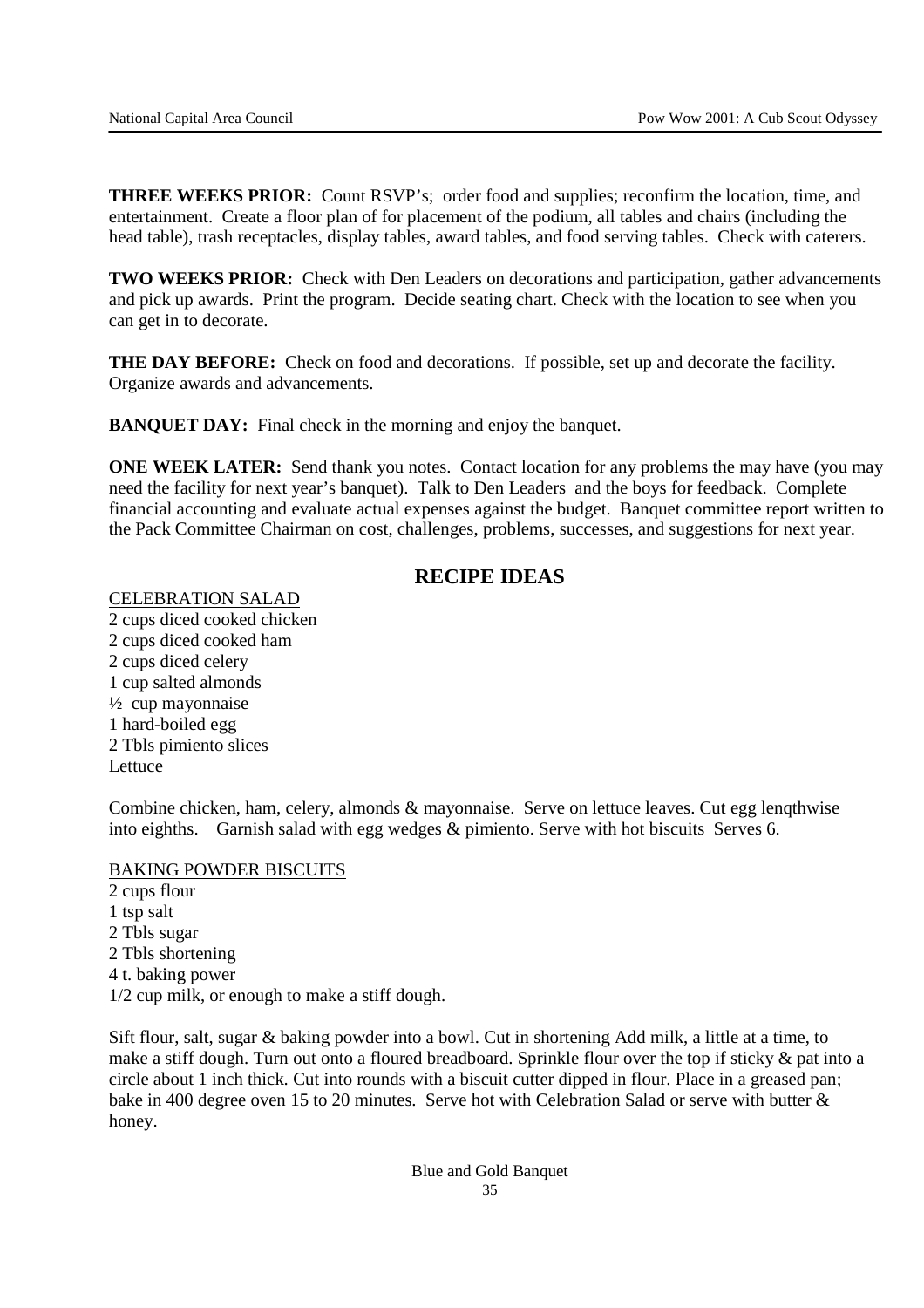**THREE WEEKS PRIOR:** Count RSVP's; order food and supplies; reconfirm the location, time, and entertainment. Create a floor plan of for placement of the podium, all tables and chairs (including the head table), trash receptacles, display tables, award tables, and food serving tables. Check with caterers.

**TWO WEEKS PRIOR:** Check with Den Leaders on decorations and participation, gather advancements and pick up awards. Print the program. Decide seating chart. Check with the location to see when you can get in to decorate.

**THE DAY BEFORE:** Check on food and decorations. If possible, set up and decorate the facility. Organize awards and advancements.

**BANQUET DAY:** Final check in the morning and enjoy the banquet.

**ONE WEEK LATER:** Send thank you notes. Contact location for any problems the may have (you may need the facility for next year's banquet). Talk to Den Leaders and the boys for feedback. Complete financial accounting and evaluate actual expenses against the budget. Banquet committee report written to the Pack Committee Chairman on cost, challenges, problems, successes, and suggestions for next year.

## RECIPE IDEAS

<u>CELEBRATION SALAD</u>

2 cups diced cooked chicken
2 cups diced cooked ham
2 cups diced celery
1 cup salted almonds
½ cup mayonnaise
1 hard-boiled egg
2 Tbls pimiento slices
Lettuce

Combine chicken, ham, celery, almonds & mayonnaise. Serve on lettuce leaves. Cut egg lenqthwise into eighths. Garnish salad with egg wedges & pimiento. Serve with hot biscuits Serves 6.

<u>BAKING POWDER BISCUITS</u>

2 cups flour
1 tsp salt
2 Tbls sugar
2 Tbls shortening
4 t. baking power
1/2 cup milk, or enough to make a stiff dough.

Sift flour, salt, sugar & baking powder into a bowl. Cut in shortening Add milk, a little at a time, to make a stiff dough. Turn out onto a floured breadboard. Sprinkle flour over the top if sticky & pat into a circle about 1 inch thick. Cut into rounds with a biscuit cutter dipped in flour. Place in a greased pan; bake in 400 degree oven 15 to 20 minutes. Serve hot with Celebration Salad or serve with butter & honey.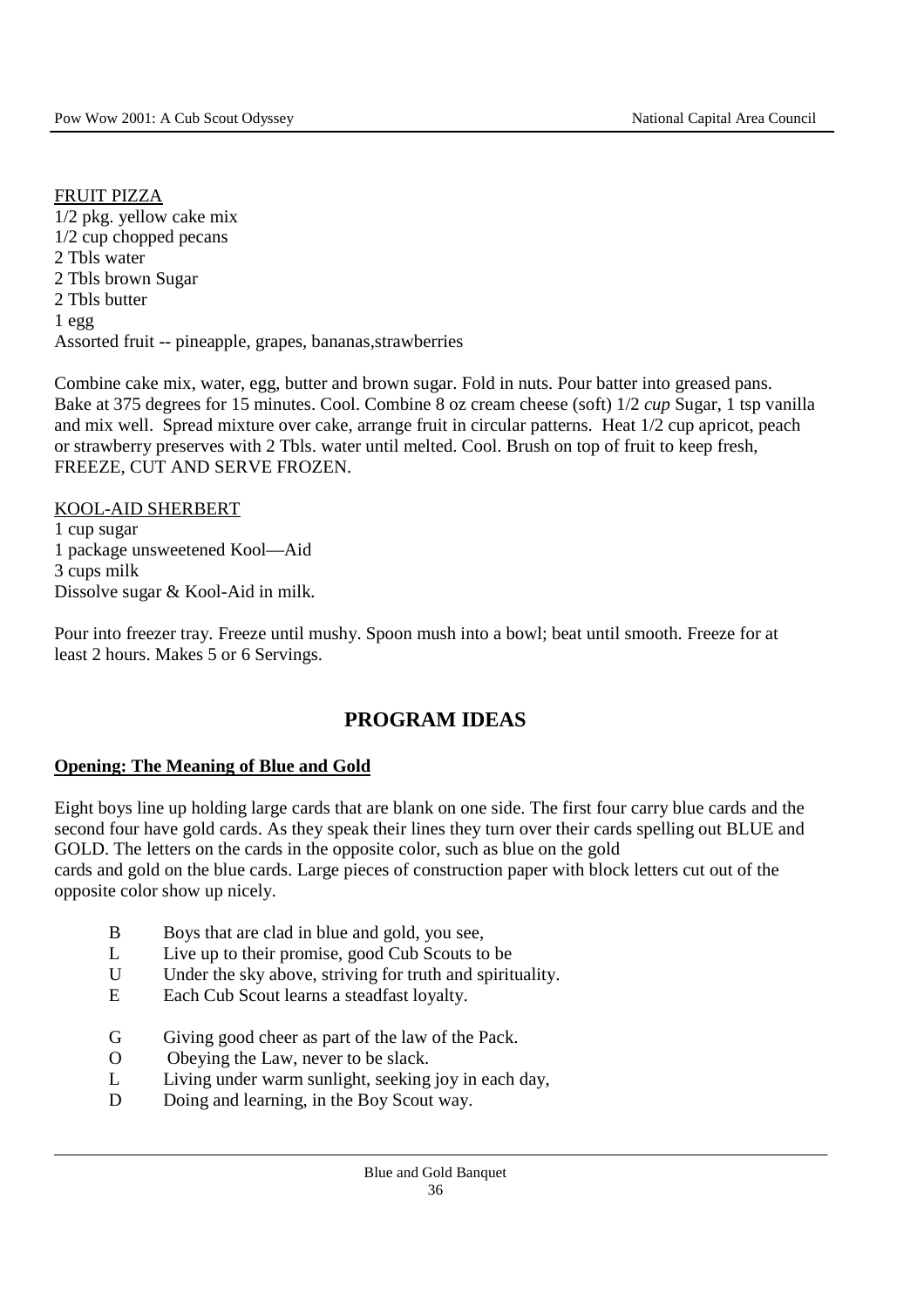FRUIT PIZZA

1/2 pkg. yellow cake mix
1/2 cup chopped pecans
2 Tbls water
2 Tbls brown Sugar
2 Tbls butter
1 egg
Assorted fruit -- pineapple, grapes, bananas,strawberries

Combine cake mix, water, egg, butter and brown sugar. Fold in nuts. Pour batter into greased pans. Bake at 375 degrees for 15 minutes. Cool. Combine 8 oz cream cheese (soft) 1/2 *cup* Sugar, 1 tsp vanilla and mix well. Spread mixture over cake, arrange fruit in circular patterns. Heat 1/2 cup apricot, peach or strawberry preserves with 2 Tbls. water until melted. Cool. Brush on top of fruit to keep fresh, FREEZE, CUT AND SERVE FROZEN.

KOOL-AID SHERBERT

1 cup sugar
1 package unsweetened Kool—Aid
3 cups milk
Dissolve sugar & Kool-Aid in milk.

Pour into freezer tray. Freeze until mushy. Spoon mush into a bowl; beat until smooth. Freeze for at least 2 hours. Makes 5 or 6 Servings.

## PROGRAM IDEAS

**Opening: The Meaning of Blue and Gold**

Eight boys line up holding large cards that are blank on one side. The first four carry blue cards and the second four have gold cards. As they speak their lines they turn over their cards spelling out BLUE and GOLD. The letters on the cards in the opposite color, such as blue on the gold cards and gold on the blue cards. Large pieces of construction paper with block letters cut out of the opposite color show up nicely.

B Boys that are clad in blue and gold, you see,
L Live up to their promise, good Cub Scouts to be
U Under the sky above, striving for truth and spirituality.
E Each Cub Scout learns a steadfast loyalty.

G Giving good cheer as part of the law of the Pack.
O Obeying the Law, never to be slack.
L Living under warm sunlight, seeking joy in each day,
D Doing and learning, in the Boy Scout way.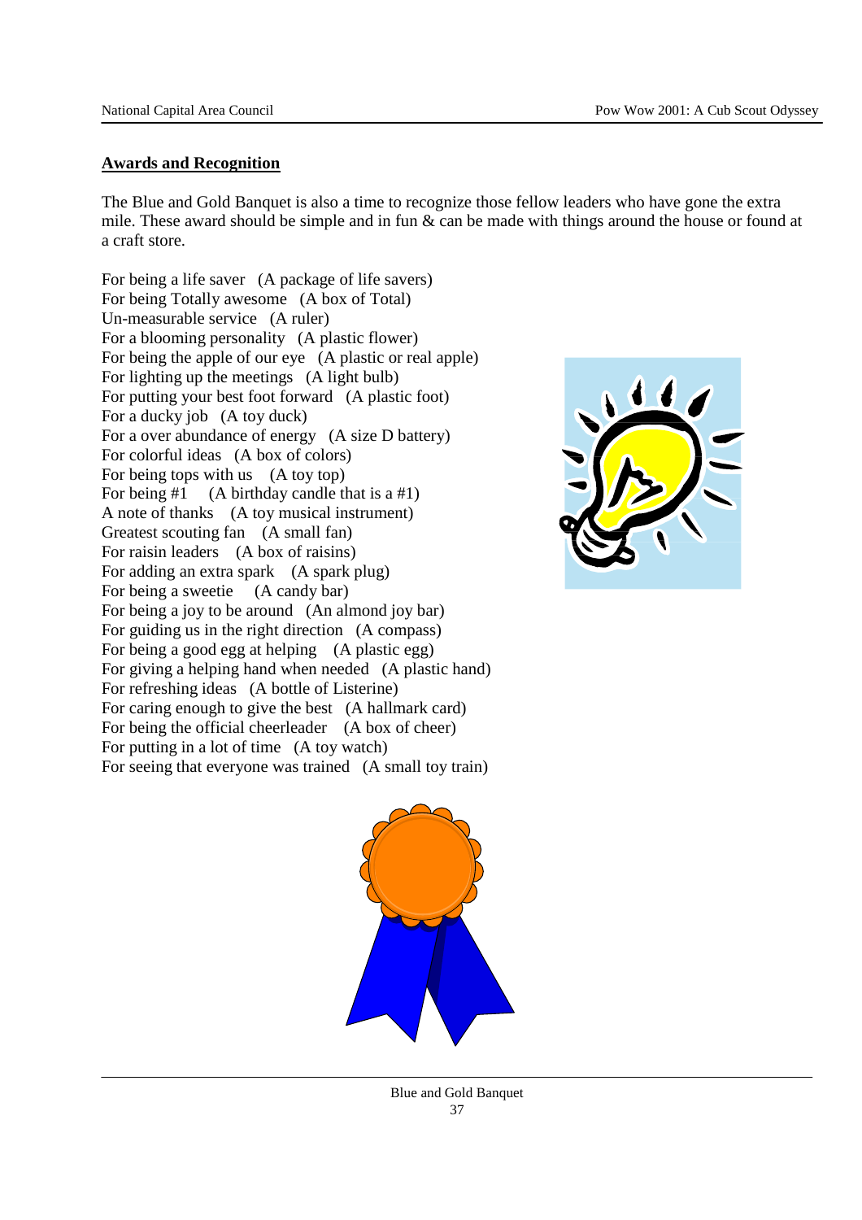## Awards and Recognition

The Blue and Gold Banquet is also a time to recognize those fellow leaders who have gone the extra mile. These award should be simple and in fun & can be made with things around the house or found at a craft store.

For being a life saver (A package of life savers)
For being Totally awesome (A box of Total)
Un-measurable service (A ruler)
For a blooming personality (A plastic flower)
For being the apple of our eye (A plastic or real apple)
For lighting up the meetings (A light bulb)
For putting your best foot forward (A plastic foot)
For a ducky job (A toy duck)
For a over abundance of energy (A size D battery)
For colorful ideas (A box of colors)
For being tops with us (A toy top)
For being #1 (A birthday candle that is a #1)
A note of thanks (A toy musical instrument)
Greatest scouting fan (A small fan)
For raisin leaders (A box of raisins)
For adding an extra spark (A spark plug)
For being a sweetie (A candy bar)
For being a joy to be around (An almond joy bar)
For guiding us in the right direction (A compass)
For being a good egg at helping (A plastic egg)
For giving a helping hand when needed (A plastic hand)
For refreshing ideas (A bottle of Listerine)
For caring enough to give the best (A hallmark card)
For being the official cheerleader (A box of cheer)
For putting in a lot of time (A toy watch)
For seeing that everyone was trained (A small toy train)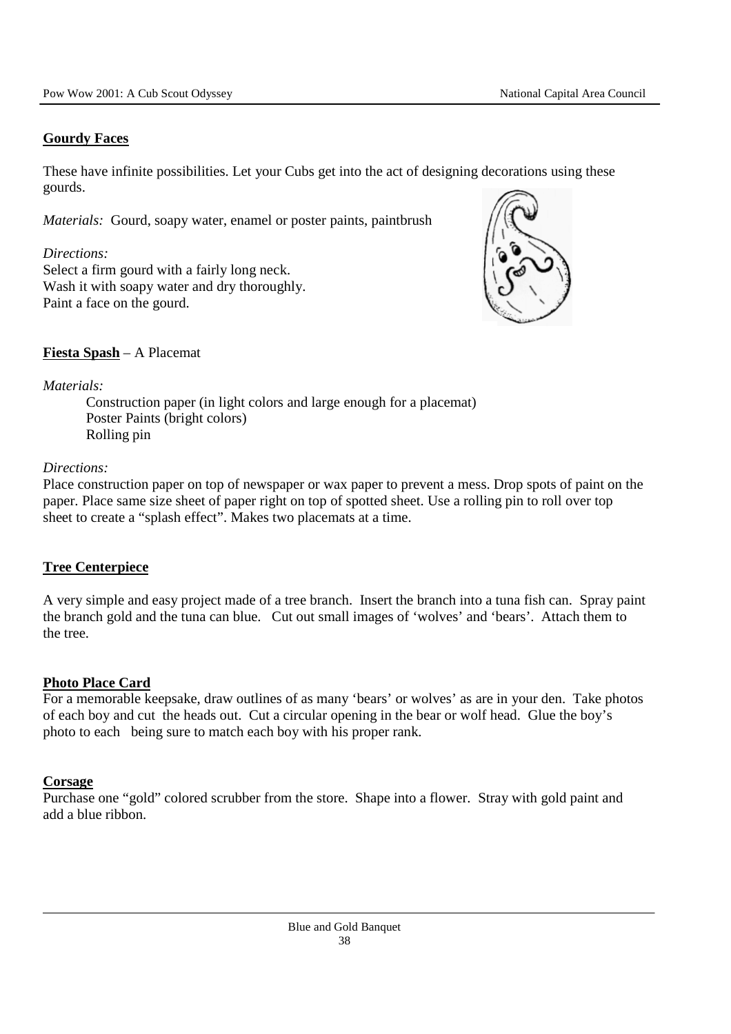**Gourdy Faces**

These have infinite possibilities. Let your Cubs get into the act of designing decorations using these gourds.

*Materials:* Gourd, soapy water, enamel or poster paints, paintbrush

*Directions:*
Select a firm gourd with a fairly long neck.
Wash it with soapy water and dry thoroughly.
Paint a face on the gourd.

**Fiesta Spash** – A Placemat

*Materials:*

Construction paper (in light colors and large enough for a placemat)
Poster Paints (bright colors)
Rolling pin

*Directions:*
Place construction paper on top of newspaper or wax paper to prevent a mess. Drop spots of paint on the paper. Place same size sheet of paper right on top of spotted sheet. Use a rolling pin to roll over top sheet to create a "splash effect". Makes two placemats at a time.

**Tree Centerpiece**

A very simple and easy project made of a tree branch. Insert the branch into a tuna fish can. Spray paint the branch gold and the tuna can blue. Cut out small images of 'wolves' and 'bears'. Attach them to the tree.

**Photo Place Card**

For a memorable keepsake, draw outlines of as many 'bears' or wolves' as are in your den. Take photos of each boy and cut the heads out. Cut a circular opening in the bear or wolf head. Glue the boy's photo to each being sure to match each boy with his proper rank.

**Corsage**

Purchase one "gold" colored scrubber from the store. Shape into a flower. Stray with gold paint and add a blue ribbon.